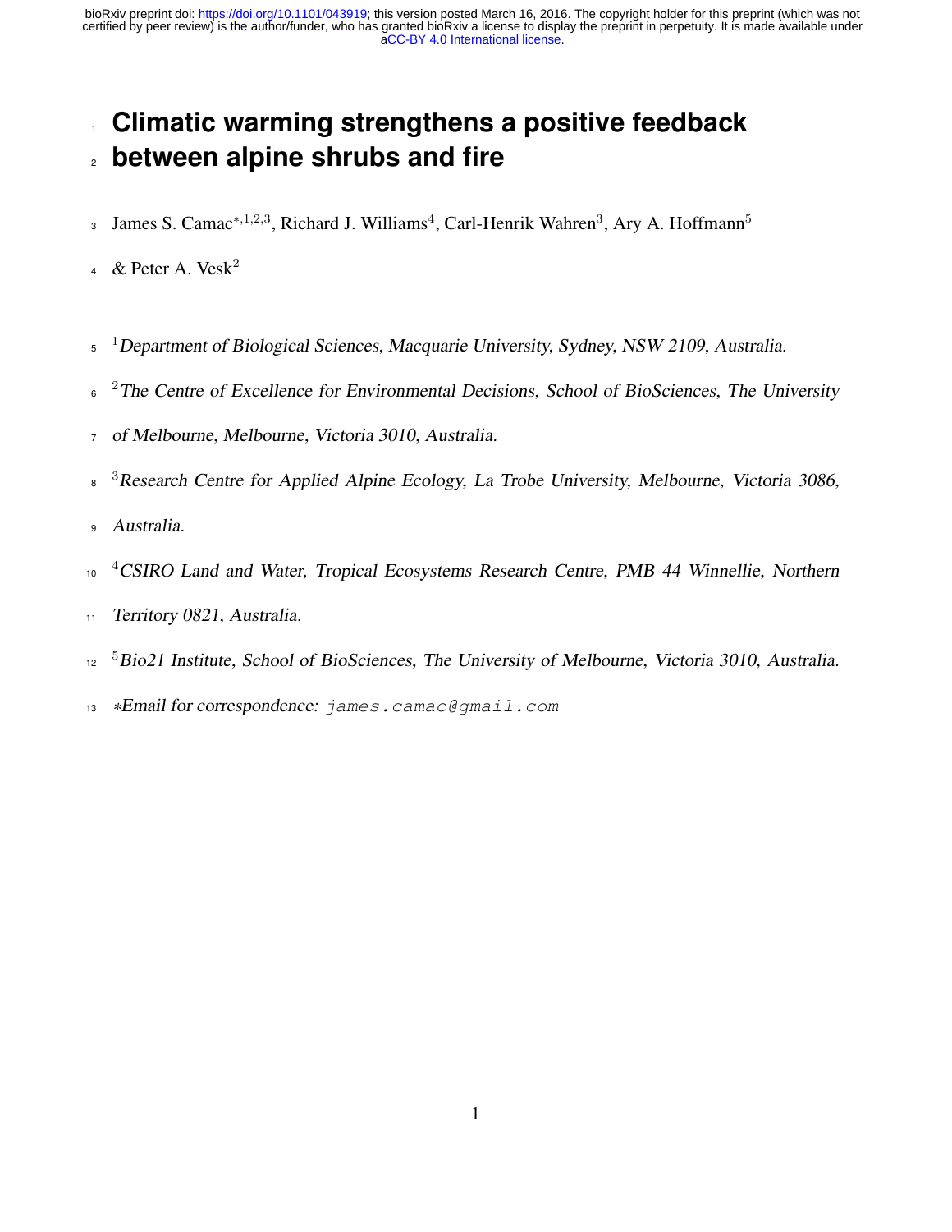# Climatic warming strengthens a positive feedback between alpine shrubs and fire

James S. Camac[*,1,2,3], Richard J. Williams[4], Carl-Henrik Wahren[3], Ary A. Hoffmann[5] & Peter A. Vesk[2]

[1] *Department of Biological Sciences, Macquarie University, Sydney, NSW 2109, Australia.*

[2] *The Centre of Excellence for Environmental Decisions, School of BioSciences, The University of Melbourne, Melbourne, Victoria 3010, Australia.*

[3] *Research Centre for Applied Alpine Ecology, La Trobe University, Melbourne, Victoria 3086, Australia.*

[4] *CSIRO Land and Water, Tropical Ecosystems Research Centre, PMB 44 Winnellie, Northern Territory 0821, Australia.*

[5] *Bio21 Institute, School of BioSciences, The University of Melbourne, Victoria 3010, Australia.*

*Email for correspondence: `james.camac@gmail.com`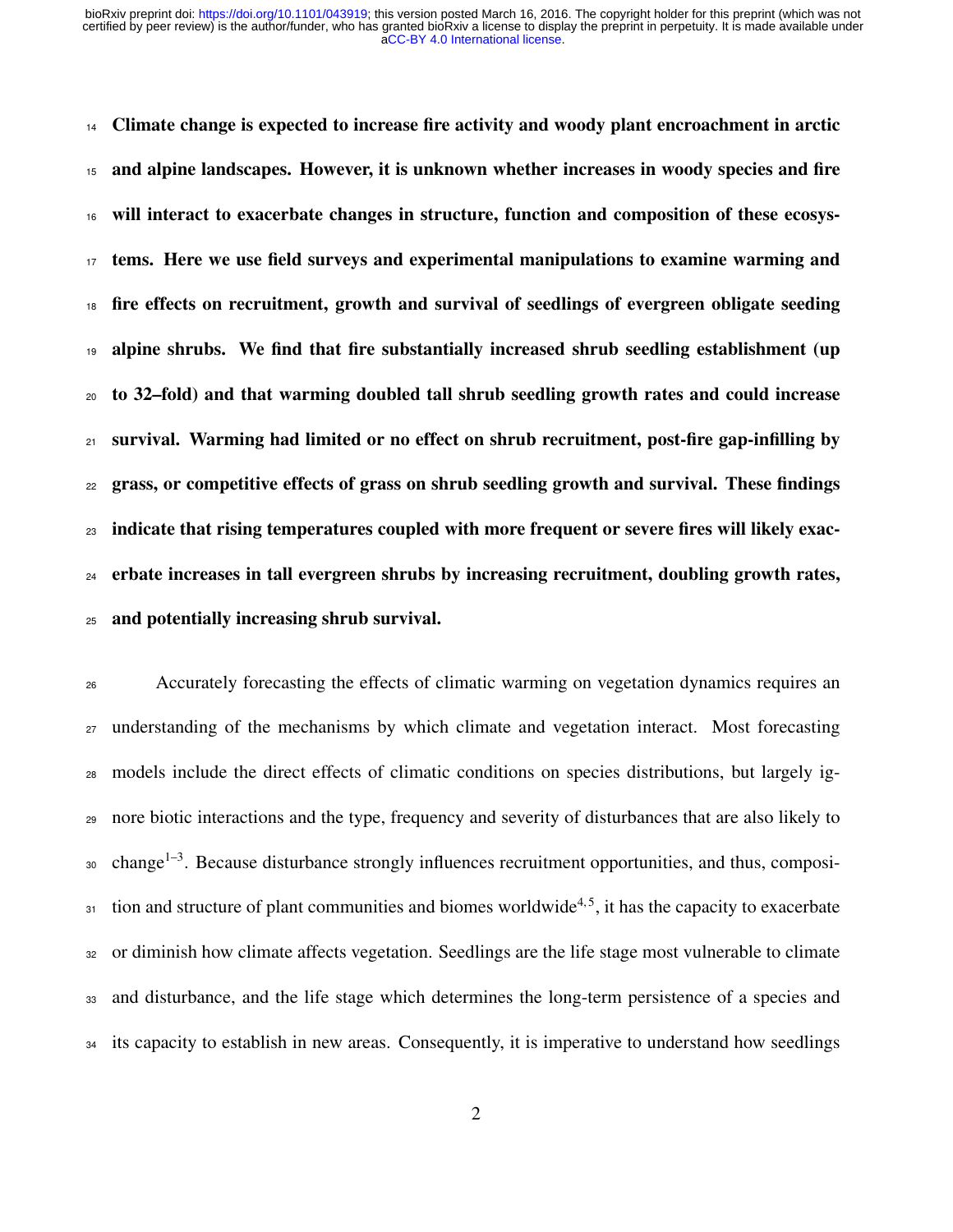**Climate change is expected to increase fire activity and woody plant encroachment in arctic and alpine landscapes. However, it is unknown whether increases in woody species and fire will interact to exacerbate changes in structure, function and composition of these ecosystems. Here we use field surveys and experimental manipulations to examine warming and fire effects on recruitment, growth and survival of seedlings of evergreen obligate seeding alpine shrubs. We find that fire substantially increased shrub seedling establishment (up to 32–fold) and that warming doubled tall shrub seedling growth rates and could increase survival. Warming had limited or no effect on shrub recruitment, post-fire gap-infilling by grass, or competitive effects of grass on shrub seedling growth and survival. These findings indicate that rising temperatures coupled with more frequent or severe fires will likely exacerbate increases in tall evergreen shrubs by increasing recruitment, doubling growth rates, and potentially increasing shrub survival.**

Accurately forecasting the effects of climatic warming on vegetation dynamics requires an understanding of the mechanisms by which climate and vegetation interact. Most forecasting models include the direct effects of climatic conditions on species distributions, but largely ignore biotic interactions and the type, frequency and severity of disturbances that are also likely to change[1–3]. Because disturbance strongly influences recruitment opportunities, and thus, composition and structure of plant communities and biomes worldwide[4,5], it has the capacity to exacerbate or diminish how climate affects vegetation. Seedlings are the life stage most vulnerable to climate and disturbance, and the life stage which determines the long-term persistence of a species and its capacity to establish in new areas. Consequently, it is imperative to understand how seedlings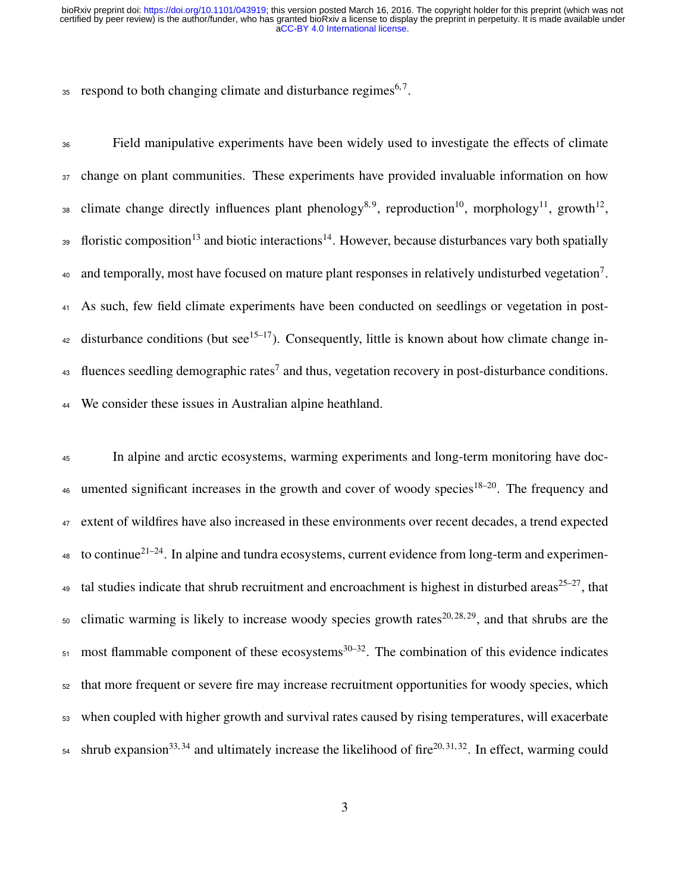respond to both changing climate and disturbance regimes[6,7].

Field manipulative experiments have been widely used to investigate the effects of climate change on plant communities. These experiments have provided invaluable information on how climate change directly influences plant phenology[8,9], reproduction[10], morphology[11], growth[12], floristic composition[13] and biotic interactions[14]. However, because disturbances vary both spatially and temporally, most have focused on mature plant responses in relatively undisturbed vegetation[7]. As such, few field climate experiments have been conducted on seedlings or vegetation in post-disturbance conditions (but see[15–17]). Consequently, little is known about how climate change influences seedling demographic rates[7] and thus, vegetation recovery in post-disturbance conditions. We consider these issues in Australian alpine heathland.

In alpine and arctic ecosystems, warming experiments and long-term monitoring have documented significant increases in the growth and cover of woody species[18–20]. The frequency and extent of wildfires have also increased in these environments over recent decades, a trend expected to continue[21–24]. In alpine and tundra ecosystems, current evidence from long-term and experimental studies indicate that shrub recruitment and encroachment is highest in disturbed areas[25–27], that climatic warming is likely to increase woody species growth rates[20,28,29], and that shrubs are the most flammable component of these ecosystems[30–32]. The combination of this evidence indicates that more frequent or severe fire may increase recruitment opportunities for woody species, which when coupled with higher growth and survival rates caused by rising temperatures, will exacerbate shrub expansion[33,34] and ultimately increase the likelihood of fire[20,31,32]. In effect, warming could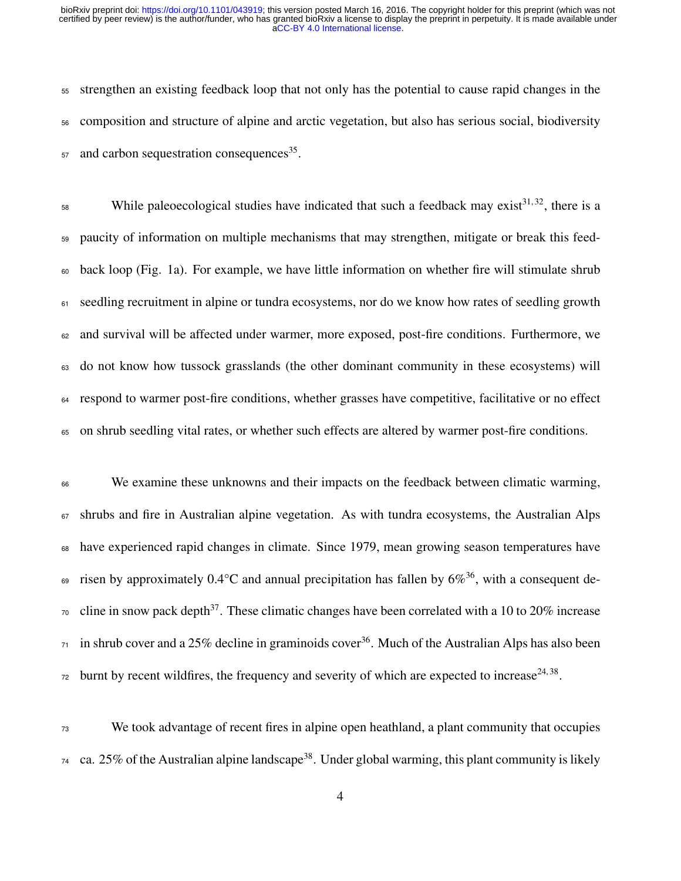strengthen an existing feedback loop that not only has the potential to cause rapid changes in the composition and structure of alpine and arctic vegetation, but also has serious social, biodiversity and carbon sequestration consequences[35].

While paleoecological studies have indicated that such a feedback may exist[31,32], there is a paucity of information on multiple mechanisms that may strengthen, mitigate or break this feedback loop (Fig. 1a). For example, we have little information on whether fire will stimulate shrub seedling recruitment in alpine or tundra ecosystems, nor do we know how rates of seedling growth and survival will be affected under warmer, more exposed, post-fire conditions. Furthermore, we do not know how tussock grasslands (the other dominant community in these ecosystems) will respond to warmer post-fire conditions, whether grasses have competitive, facilitative or no effect on shrub seedling vital rates, or whether such effects are altered by warmer post-fire conditions.

We examine these unknowns and their impacts on the feedback between climatic warming, shrubs and fire in Australian alpine vegetation. As with tundra ecosystems, the Australian Alps have experienced rapid changes in climate. Since 1979, mean growing season temperatures have risen by approximately 0.4°C and annual precipitation has fallen by 6%[36], with a consequent decline in snow pack depth[37]. These climatic changes have been correlated with a 10 to 20% increase in shrub cover and a 25% decline in graminoids cover[36]. Much of the Australian Alps has also been burnt by recent wildfires, the frequency and severity of which are expected to increase[24,38].

We took advantage of recent fires in alpine open heathland, a plant community that occupies ca. 25% of the Australian alpine landscape[38]. Under global warming, this plant community is likely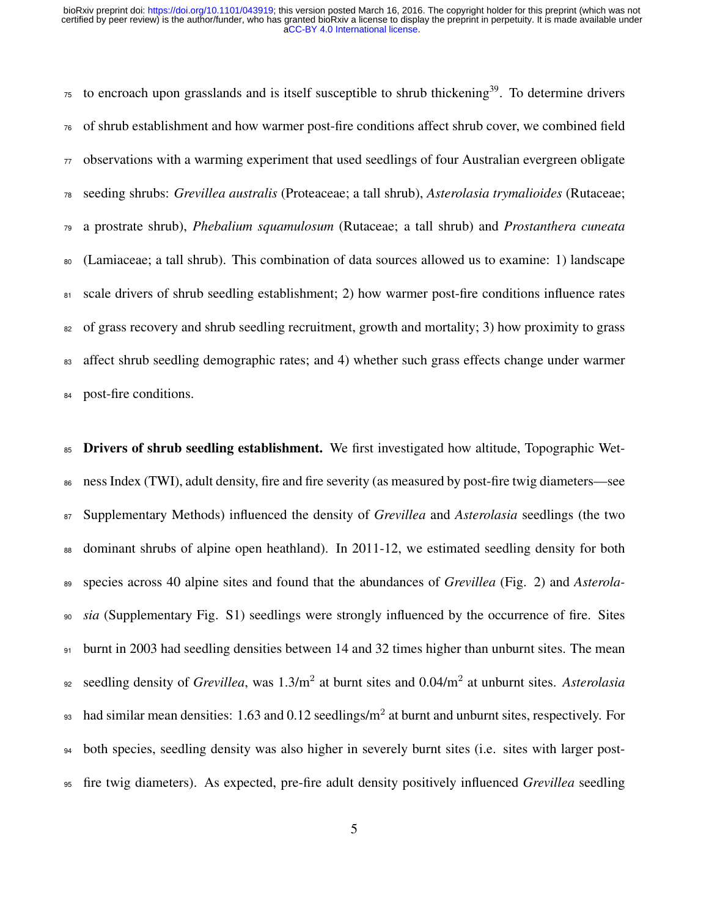to encroach upon grasslands and is itself susceptible to shrub thickening[39]. To determine drivers of shrub establishment and how warmer post-fire conditions affect shrub cover, we combined field observations with a warming experiment that used seedlings of four Australian evergreen obligate seeding shrubs: *Grevillea australis* (Proteaceae; a tall shrub), *Asterolasia trymalioides* (Rutaceae; a prostrate shrub), *Phebalium squamulosum* (Rutaceae; a tall shrub) and *Prostanthera cuneata* (Lamiaceae; a tall shrub). This combination of data sources allowed us to examine: 1) landscape scale drivers of shrub seedling establishment; 2) how warmer post-fire conditions influence rates of grass recovery and shrub seedling recruitment, growth and mortality; 3) how proximity to grass affect shrub seedling demographic rates; and 4) whether such grass effects change under warmer post-fire conditions.

**Drivers of shrub seedling establishment.** We first investigated how altitude, Topographic Wetness Index (TWI), adult density, fire and fire severity (as measured by post-fire twig diameters—see Supplementary Methods) influenced the density of *Grevillea* and *Asterolasia* seedlings (the two dominant shrubs of alpine open heathland). In 2011-12, we estimated seedling density for both species across 40 alpine sites and found that the abundances of *Grevillea* (Fig. 2) and *Asterolasia* (Supplementary Fig. S1) seedlings were strongly influenced by the occurrence of fire. Sites burnt in 2003 had seedling densities between 14 and 32 times higher than unburnt sites. The mean seedling density of *Grevillea*, was 1.3/m$^2$ at burnt sites and 0.04/m$^2$ at unburnt sites. *Asterolasia* had similar mean densities: 1.63 and 0.12 seedlings/m$^2$ at burnt and unburnt sites, respectively. For both species, seedling density was also higher in severely burnt sites (i.e. sites with larger post-fire twig diameters). As expected, pre-fire adult density positively influenced *Grevillea* seedling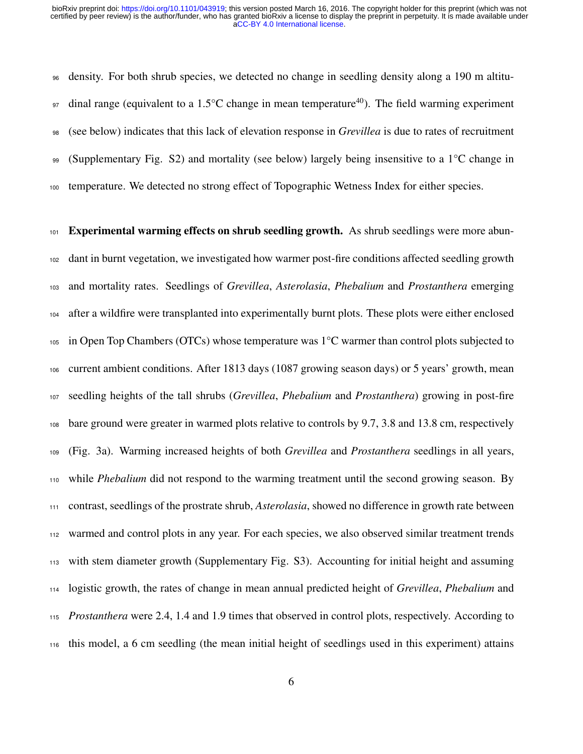density. For both shrub species, we detected no change in seedling density along a 190 m altitudinal range (equivalent to a 1.5°C change in mean temperature[40]). The field warming experiment (see below) indicates that this lack of elevation response in *Grevillea* is due to rates of recruitment (Supplementary Fig. S2) and mortality (see below) largely being insensitive to a 1°C change in temperature. We detected no strong effect of Topographic Wetness Index for either species.

**Experimental warming effects on shrub seedling growth.** As shrub seedlings were more abundant in burnt vegetation, we investigated how warmer post-fire conditions affected seedling growth and mortality rates. Seedlings of *Grevillea*, *Asterolasia*, *Phebalium* and *Prostanthera* emerging after a wildfire were transplanted into experimentally burnt plots. These plots were either enclosed in Open Top Chambers (OTCs) whose temperature was 1°C warmer than control plots subjected to current ambient conditions. After 1813 days (1087 growing season days) or 5 years' growth, mean seedling heights of the tall shrubs (*Grevillea*, *Phebalium* and *Prostanthera*) growing in post-fire bare ground were greater in warmed plots relative to controls by 9.7, 3.8 and 13.8 cm, respectively (Fig. 3a). Warming increased heights of both *Grevillea* and *Prostanthera* seedlings in all years, while *Phebalium* did not respond to the warming treatment until the second growing season. By contrast, seedlings of the prostrate shrub, *Asterolasia*, showed no difference in growth rate between warmed and control plots in any year. For each species, we also observed similar treatment trends with stem diameter growth (Supplementary Fig. S3). Accounting for initial height and assuming logistic growth, the rates of change in mean annual predicted height of *Grevillea*, *Phebalium* and *Prostanthera* were 2.4, 1.4 and 1.9 times that observed in control plots, respectively. According to this model, a 6 cm seedling (the mean initial height of seedlings used in this experiment) attains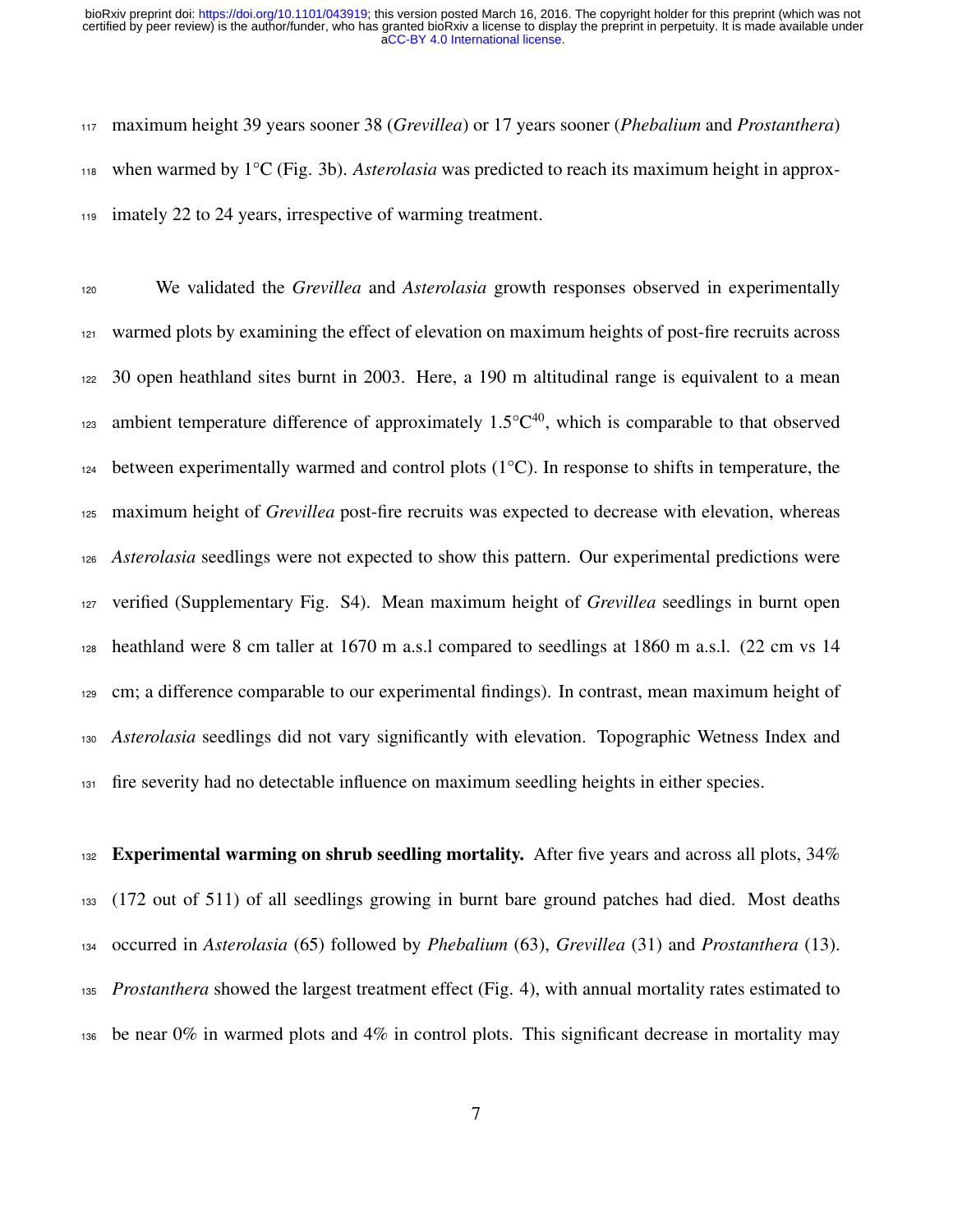maximum height 39 years sooner 38 (*Grevillea*) or 17 years sooner (*Phebalium* and *Prostanthera*) when warmed by 1°C (Fig. 3b). *Asterolasia* was predicted to reach its maximum height in approximately 22 to 24 years, irrespective of warming treatment.

We validated the *Grevillea* and *Asterolasia* growth responses observed in experimentally warmed plots by examining the effect of elevation on maximum heights of post-fire recruits across 30 open heathland sites burnt in 2003. Here, a 190 m altitudinal range is equivalent to a mean ambient temperature difference of approximately 1.5°C[40], which is comparable to that observed between experimentally warmed and control plots (1°C). In response to shifts in temperature, the maximum height of *Grevillea* post-fire recruits was expected to decrease with elevation, whereas *Asterolasia* seedlings were not expected to show this pattern. Our experimental predictions were verified (Supplementary Fig. S4). Mean maximum height of *Grevillea* seedlings in burnt open heathland were 8 cm taller at 1670 m a.s.l compared to seedlings at 1860 m a.s.l. (22 cm vs 14 cm; a difference comparable to our experimental findings). In contrast, mean maximum height of *Asterolasia* seedlings did not vary significantly with elevation. Topographic Wetness Index and fire severity had no detectable influence on maximum seedling heights in either species.

**Experimental warming on shrub seedling mortality.** After five years and across all plots, 34% (172 out of 511) of all seedlings growing in burnt bare ground patches had died. Most deaths occurred in *Asterolasia* (65) followed by *Phebalium* (63), *Grevillea* (31) and *Prostanthera* (13). *Prostanthera* showed the largest treatment effect (Fig. 4), with annual mortality rates estimated to be near 0% in warmed plots and 4% in control plots. This significant decrease in mortality may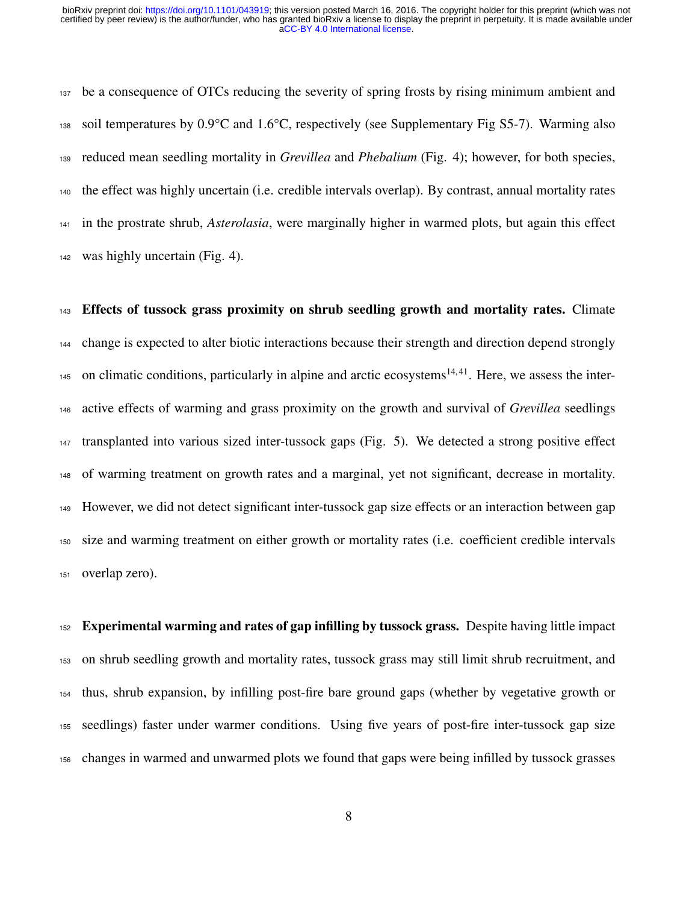be a consequence of OTCs reducing the severity of spring frosts by rising minimum ambient and soil temperatures by 0.9°C and 1.6°C, respectively (see Supplementary Fig S5-7). Warming also reduced mean seedling mortality in *Grevillea* and *Phebalium* (Fig. 4); however, for both species, the effect was highly uncertain (i.e. credible intervals overlap). By contrast, annual mortality rates in the prostrate shrub, *Asterolasia*, were marginally higher in warmed plots, but again this effect was highly uncertain (Fig. 4).

**Effects of tussock grass proximity on shrub seedling growth and mortality rates.** Climate change is expected to alter biotic interactions because their strength and direction depend strongly on climatic conditions, particularly in alpine and arctic ecosystems[14,41]. Here, we assess the interactive effects of warming and grass proximity on the growth and survival of *Grevillea* seedlings transplanted into various sized inter-tussock gaps (Fig. 5). We detected a strong positive effect of warming treatment on growth rates and a marginal, yet not significant, decrease in mortality. However, we did not detect significant inter-tussock gap size effects or an interaction between gap size and warming treatment on either growth or mortality rates (i.e. coefficient credible intervals overlap zero).

**Experimental warming and rates of gap infilling by tussock grass.** Despite having little impact on shrub seedling growth and mortality rates, tussock grass may still limit shrub recruitment, and thus, shrub expansion, by infilling post-fire bare ground gaps (whether by vegetative growth or seedlings) faster under warmer conditions. Using five years of post-fire inter-tussock gap size changes in warmed and unwarmed plots we found that gaps were being infilled by tussock grasses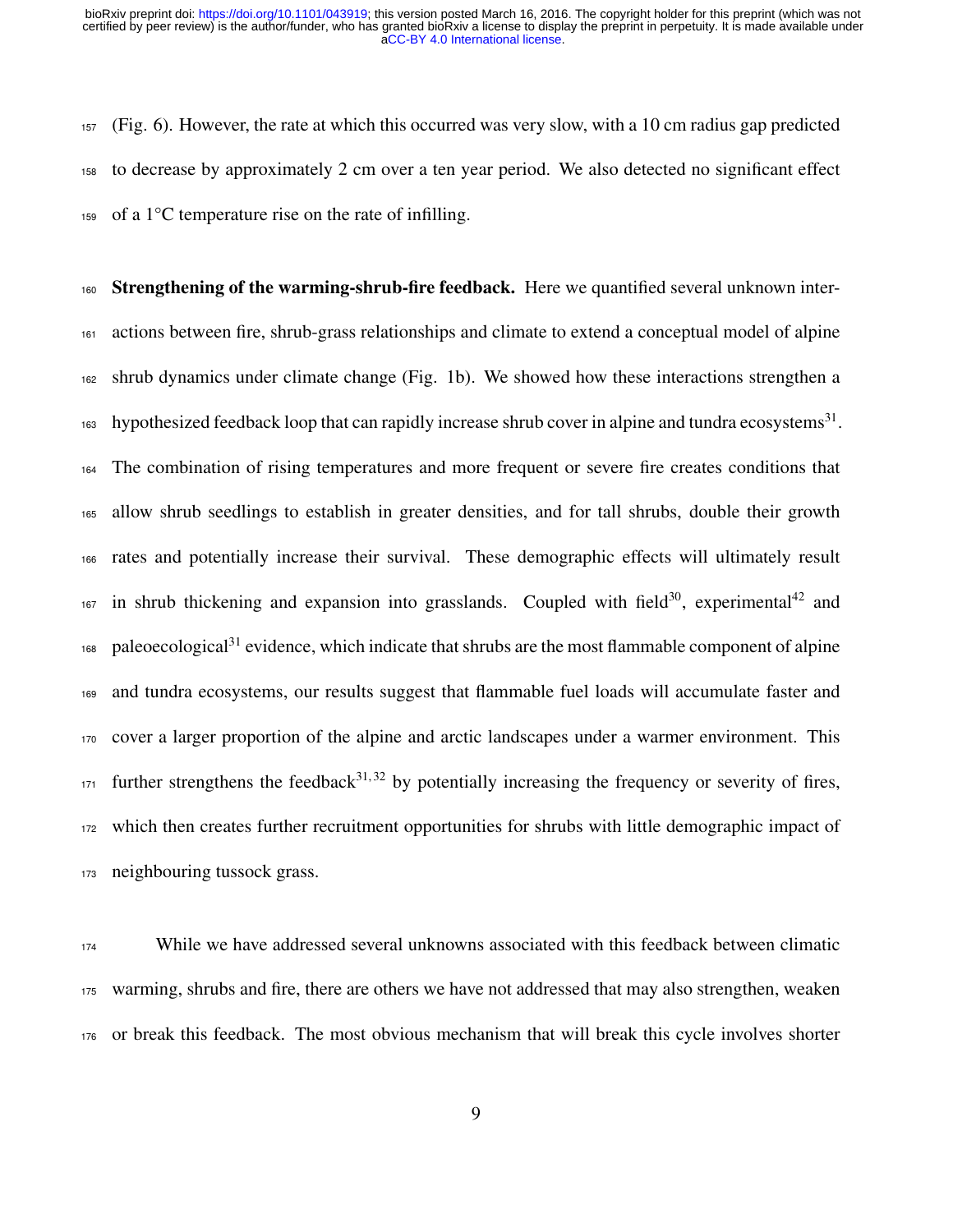(Fig. 6). However, the rate at which this occurred was very slow, with a 10 cm radius gap predicted to decrease by approximately 2 cm over a ten year period. We also detected no significant effect of a 1°C temperature rise on the rate of infilling.

**Strengthening of the warming-shrub-fire feedback.** Here we quantified several unknown interactions between fire, shrub-grass relationships and climate to extend a conceptual model of alpine shrub dynamics under climate change (Fig. 1b). We showed how these interactions strengthen a hypothesized feedback loop that can rapidly increase shrub cover in alpine and tundra ecosystems[31]. The combination of rising temperatures and more frequent or severe fire creates conditions that allow shrub seedlings to establish in greater densities, and for tall shrubs, double their growth rates and potentially increase their survival. These demographic effects will ultimately result in shrub thickening and expansion into grasslands. Coupled with field[30], experimental[42] and paleoecological[31] evidence, which indicate that shrubs are the most flammable component of alpine and tundra ecosystems, our results suggest that flammable fuel loads will accumulate faster and cover a larger proportion of the alpine and arctic landscapes under a warmer environment. This further strengthens the feedback[31,32] by potentially increasing the frequency or severity of fires, which then creates further recruitment opportunities for shrubs with little demographic impact of neighbouring tussock grass.

While we have addressed several unknowns associated with this feedback between climatic warming, shrubs and fire, there are others we have not addressed that may also strengthen, weaken or break this feedback. The most obvious mechanism that will break this cycle involves shorter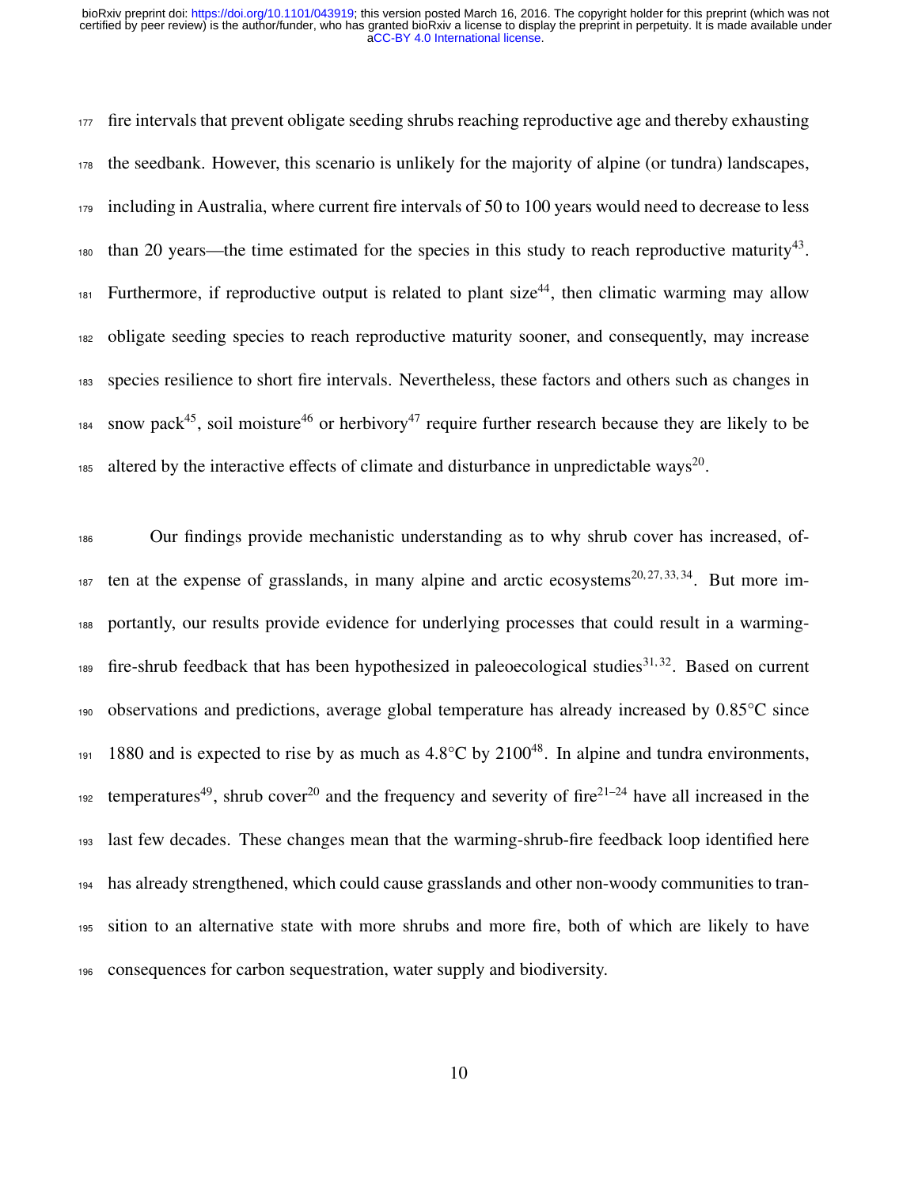fire intervals that prevent obligate seeding shrubs reaching reproductive age and thereby exhausting the seedbank. However, this scenario is unlikely for the majority of alpine (or tundra) landscapes, including in Australia, where current fire intervals of 50 to 100 years would need to decrease to less than 20 years—the time estimated for the species in this study to reach reproductive maturity[43]. Furthermore, if reproductive output is related to plant size[44], then climatic warming may allow obligate seeding species to reach reproductive maturity sooner, and consequently, may increase species resilience to short fire intervals. Nevertheless, these factors and others such as changes in snow pack[45], soil moisture[46] or herbivory[47] require further research because they are likely to be altered by the interactive effects of climate and disturbance in unpredictable ways[20].

Our findings provide mechanistic understanding as to why shrub cover has increased, often at the expense of grasslands, in many alpine and arctic ecosystems[20,27,33,34]. But more importantly, our results provide evidence for underlying processes that could result in a warming-fire-shrub feedback that has been hypothesized in paleoecological studies[31,32]. Based on current observations and predictions, average global temperature has already increased by 0.85°C since 1880 and is expected to rise by as much as 4.8°C by 2100[48]. In alpine and tundra environments, temperatures[49], shrub cover[20] and the frequency and severity of fire[21–24] have all increased in the last few decades. These changes mean that the warming-shrub-fire feedback loop identified here has already strengthened, which could cause grasslands and other non-woody communities to transition to an alternative state with more shrubs and more fire, both of which are likely to have consequences for carbon sequestration, water supply and biodiversity.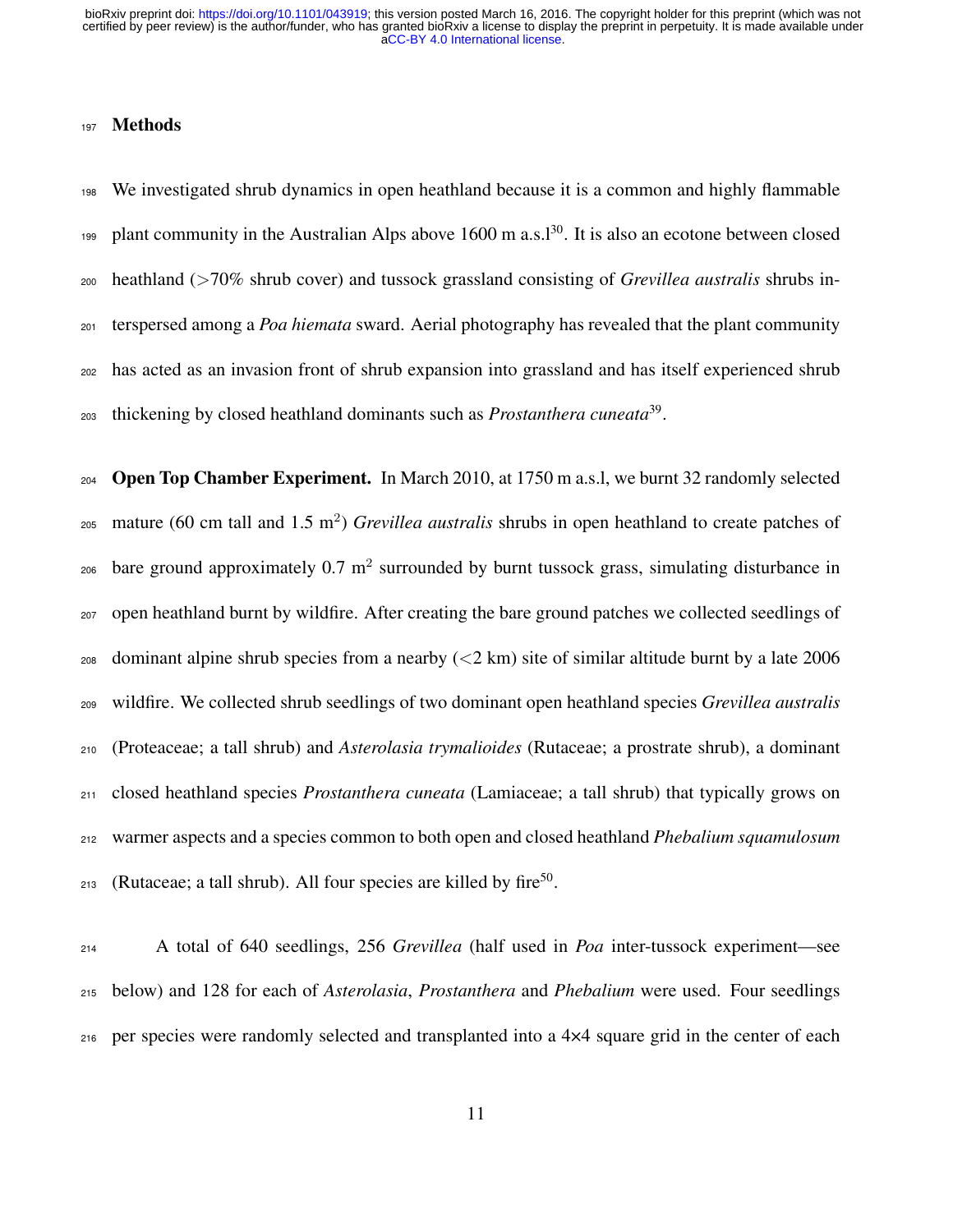## Methods

We investigated shrub dynamics in open heathland because it is a common and highly flammable plant community in the Australian Alps above 1600 m a.s.l[30]. It is also an ecotone between closed heathland (>70% shrub cover) and tussock grassland consisting of *Grevillea australis* shrubs interspersed among a *Poa hiemata* sward. Aerial photography has revealed that the plant community has acted as an invasion front of shrub expansion into grassland and has itself experienced shrub thickening by closed heathland dominants such as *Prostanthera cuneata*[39].

**Open Top Chamber Experiment.** In March 2010, at 1750 m a.s.l, we burnt 32 randomly selected mature (60 cm tall and 1.5 m$^2$) *Grevillea australis* shrubs in open heathland to create patches of bare ground approximately 0.7 m$^2$ surrounded by burnt tussock grass, simulating disturbance in open heathland burnt by wildfire. After creating the bare ground patches we collected seedlings of dominant alpine shrub species from a nearby (<2 km) site of similar altitude burnt by a late 2006 wildfire. We collected shrub seedlings of two dominant open heathland species *Grevillea australis* (Proteaceae; a tall shrub) and *Asterolasia trymalioides* (Rutaceae; a prostrate shrub), a dominant closed heathland species *Prostanthera cuneata* (Lamiaceae; a tall shrub) that typically grows on warmer aspects and a species common to both open and closed heathland *Phebalium squamulosum* (Rutaceae; a tall shrub). All four species are killed by fire[50].

A total of 640 seedlings, 256 *Grevillea* (half used in *Poa* inter-tussock experiment—see below) and 128 for each of *Asterolasia*, *Prostanthera* and *Phebalium* were used. Four seedlings per species were randomly selected and transplanted into a 4×4 square grid in the center of each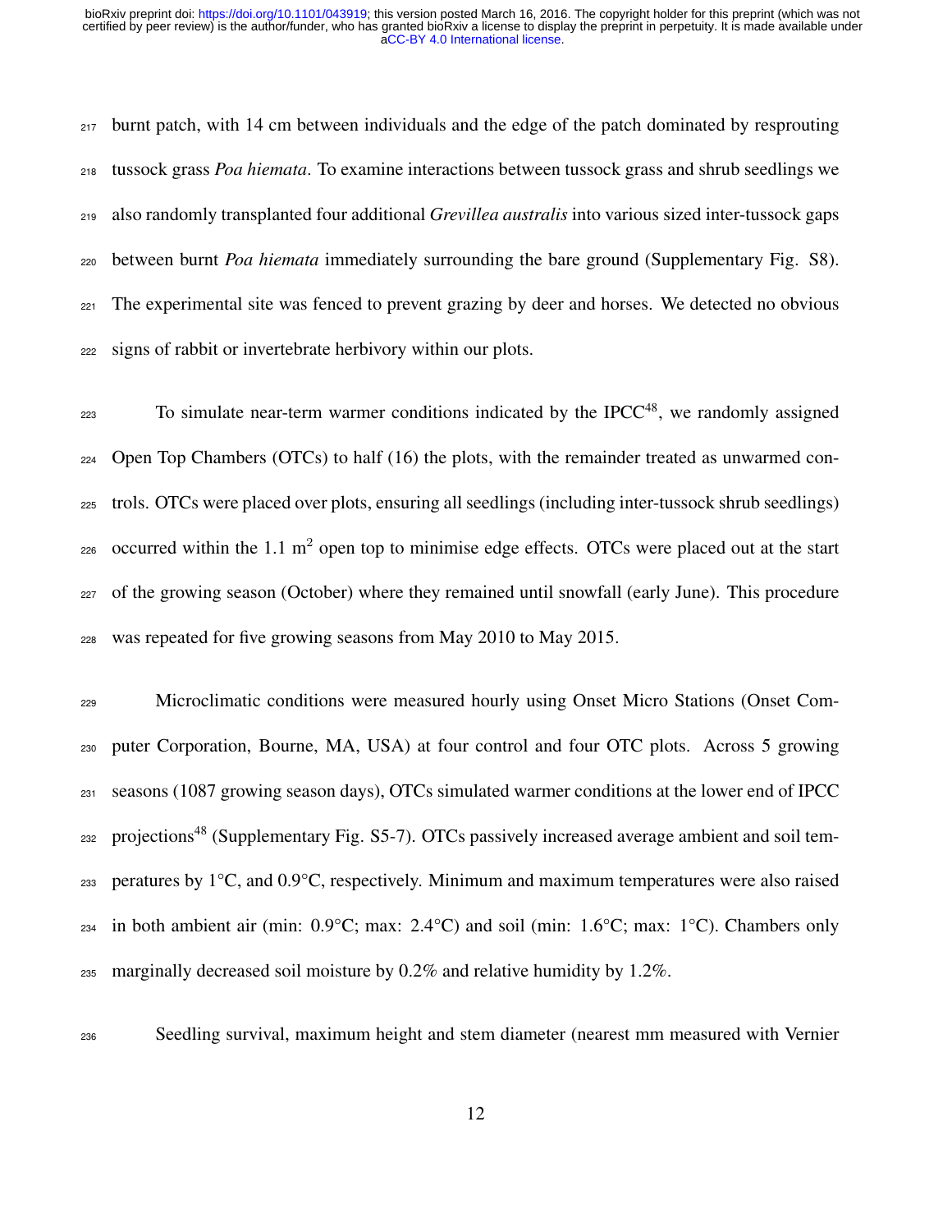burnt patch, with 14 cm between individuals and the edge of the patch dominated by resprouting tussock grass *Poa hiemata*. To examine interactions between tussock grass and shrub seedlings we also randomly transplanted four additional *Grevillea australis* into various sized inter-tussock gaps between burnt *Poa hiemata* immediately surrounding the bare ground (Supplementary Fig. S8). The experimental site was fenced to prevent grazing by deer and horses. We detected no obvious signs of rabbit or invertebrate herbivory within our plots.

To simulate near-term warmer conditions indicated by the IPCC[48], we randomly assigned Open Top Chambers (OTCs) to half (16) the plots, with the remainder treated as unwarmed controls. OTCs were placed over plots, ensuring all seedlings (including inter-tussock shrub seedlings) occurred within the 1.1 $m^2$ open top to minimise edge effects. OTCs were placed out at the start of the growing season (October) where they remained until snowfall (early June). This procedure was repeated for five growing seasons from May 2010 to May 2015.

Microclimatic conditions were measured hourly using Onset Micro Stations (Onset Computer Corporation, Bourne, MA, USA) at four control and four OTC plots. Across 5 growing seasons (1087 growing season days), OTCs simulated warmer conditions at the lower end of IPCC projections[48] (Supplementary Fig. S5-7). OTCs passively increased average ambient and soil temperatures by 1°C, and 0.9°C, respectively. Minimum and maximum temperatures were also raised in both ambient air (min: 0.9°C; max: 2.4°C) and soil (min: 1.6°C; max: 1°C). Chambers only marginally decreased soil moisture by 0.2% and relative humidity by 1.2%.

Seedling survival, maximum height and stem diameter (nearest mm measured with Vernier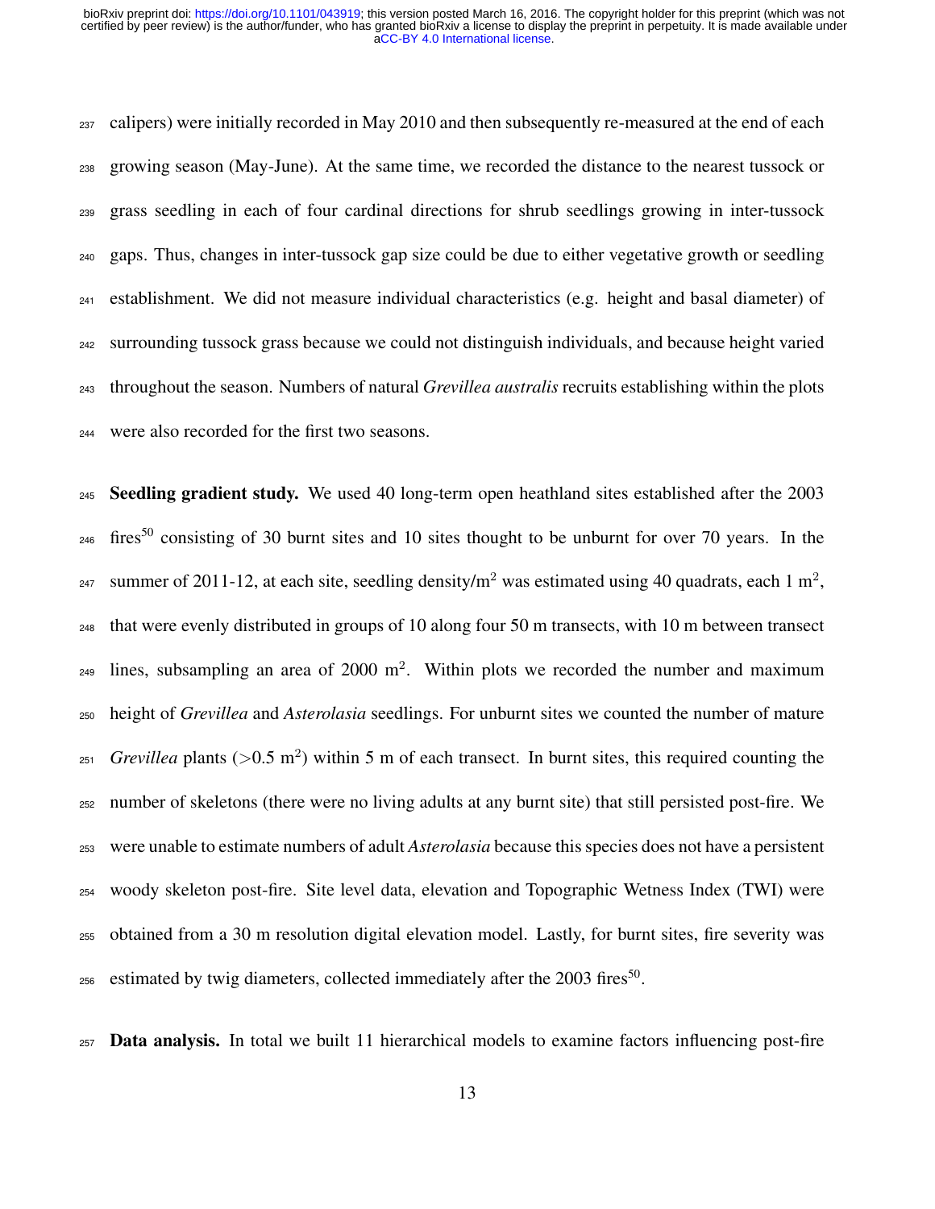calipers) were initially recorded in May 2010 and then subsequently re-measured at the end of each growing season (May-June). At the same time, we recorded the distance to the nearest tussock or grass seedling in each of four cardinal directions for shrub seedlings growing in inter-tussock gaps. Thus, changes in inter-tussock gap size could be due to either vegetative growth or seedling establishment. We did not measure individual characteristics (e.g. height and basal diameter) of surrounding tussock grass because we could not distinguish individuals, and because height varied throughout the season. Numbers of natural *Grevillea australis* recruits establishing within the plots were also recorded for the first two seasons.

**Seedling gradient study.** We used 40 long-term open heathland sites established after the 2003 fires[50] consisting of 30 burnt sites and 10 sites thought to be unburnt for over 70 years. In the summer of 2011-12, at each site, seedling density/m$^2$ was estimated using 40 quadrats, each 1 m$^2$, that were evenly distributed in groups of 10 along four 50 m transects, with 10 m between transect lines, subsampling an area of 2000 m$^2$. Within plots we recorded the number and maximum height of *Grevillea* and *Asterolasia* seedlings. For unburnt sites we counted the number of mature *Grevillea* plants ($>$0.5 m$^2$) within 5 m of each transect. In burnt sites, this required counting the number of skeletons (there were no living adults at any burnt site) that still persisted post-fire. We were unable to estimate numbers of adult *Asterolasia* because this species does not have a persistent woody skeleton post-fire. Site level data, elevation and Topographic Wetness Index (TWI) were obtained from a 30 m resolution digital elevation model. Lastly, for burnt sites, fire severity was estimated by twig diameters, collected immediately after the 2003 fires[50].

**Data analysis.** In total we built 11 hierarchical models to examine factors influencing post-fire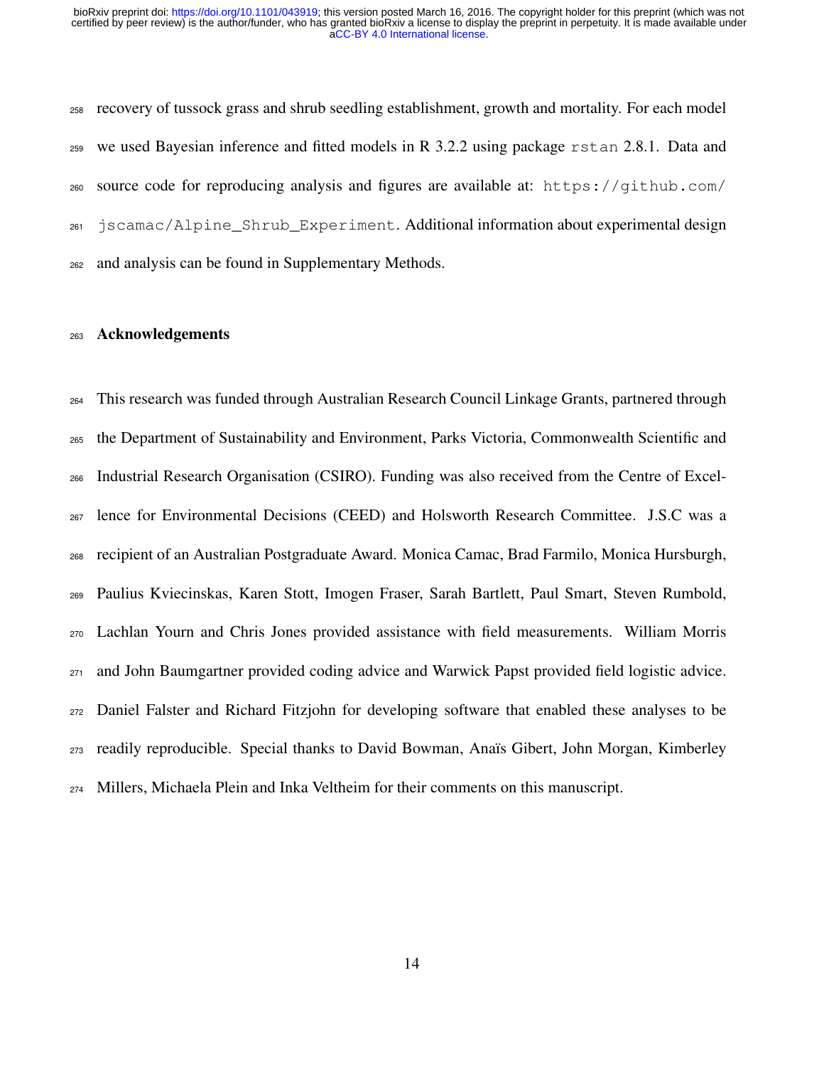recovery of tussock grass and shrub seedling establishment, growth and mortality. For each model we used Bayesian inference and fitted models in R 3.2.2 using package `rstan` 2.8.1. Data and source code for reproducing analysis and figures are available at: `https://github.com/jscamac/Alpine_Shrub_Experiment`. Additional information about experimental design and analysis can be found in Supplementary Methods.

## Acknowledgements

This research was funded through Australian Research Council Linkage Grants, partnered through the Department of Sustainability and Environment, Parks Victoria, Commonwealth Scientific and Industrial Research Organisation (CSIRO). Funding was also received from the Centre of Excellence for Environmental Decisions (CEED) and Holsworth Research Committee. J.S.C was a recipient of an Australian Postgraduate Award. Monica Camac, Brad Farmilo, Monica Hursburgh, Paulius Kviecinskas, Karen Stott, Imogen Fraser, Sarah Bartlett, Paul Smart, Steven Rumbold, Lachlan Yourn and Chris Jones provided assistance with field measurements. William Morris and John Baumgartner provided coding advice and Warwick Papst provided field logistic advice. Daniel Falster and Richard Fitzjohn for developing software that enabled these analyses to be readily reproducible. Special thanks to David Bowman, Anaïs Gibert, John Morgan, Kimberley Millers, Michaela Plein and Inka Veltheim for their comments on this manuscript.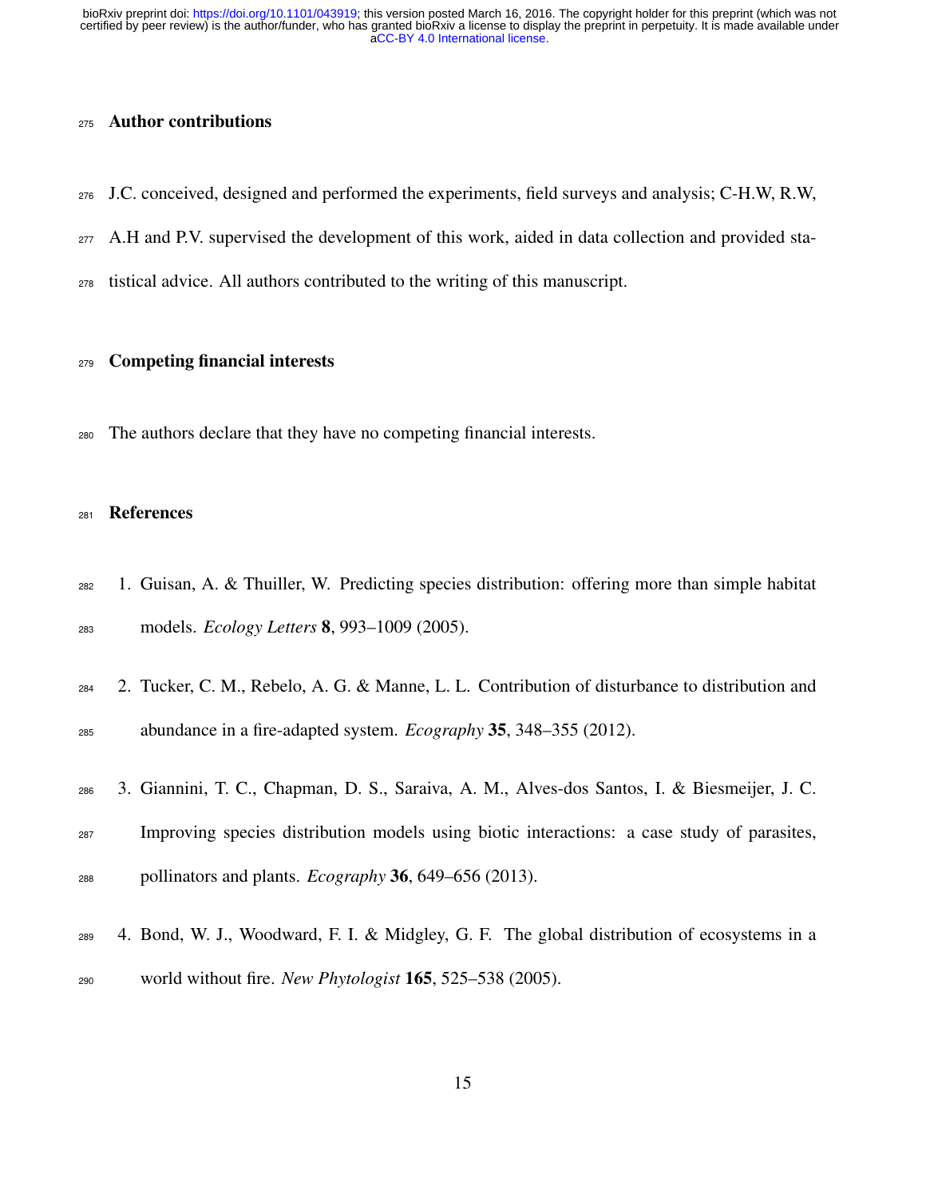## Author contributions

J.C. conceived, designed and performed the experiments, field surveys and analysis; C-H.W, R.W, A.H and P.V. supervised the development of this work, aided in data collection and provided statistical advice. All authors contributed to the writing of this manuscript.

## Competing financial interests

The authors declare that they have no competing financial interests.

## References

1. Guisan, A. & Thuiller, W. Predicting species distribution: offering more than simple habitat models. *Ecology Letters* **8**, 993–1009 (2005).

2. Tucker, C. M., Rebelo, A. G. & Manne, L. L. Contribution of disturbance to distribution and abundance in a fire-adapted system. *Ecography* **35**, 348–355 (2012).

3. Giannini, T. C., Chapman, D. S., Saraiva, A. M., Alves-dos Santos, I. & Biesmeijer, J. C. Improving species distribution models using biotic interactions: a case study of parasites, pollinators and plants. *Ecography* **36**, 649–656 (2013).

4. Bond, W. J., Woodward, F. I. & Midgley, G. F. The global distribution of ecosystems in a world without fire. *New Phytologist* **165**, 525–538 (2005).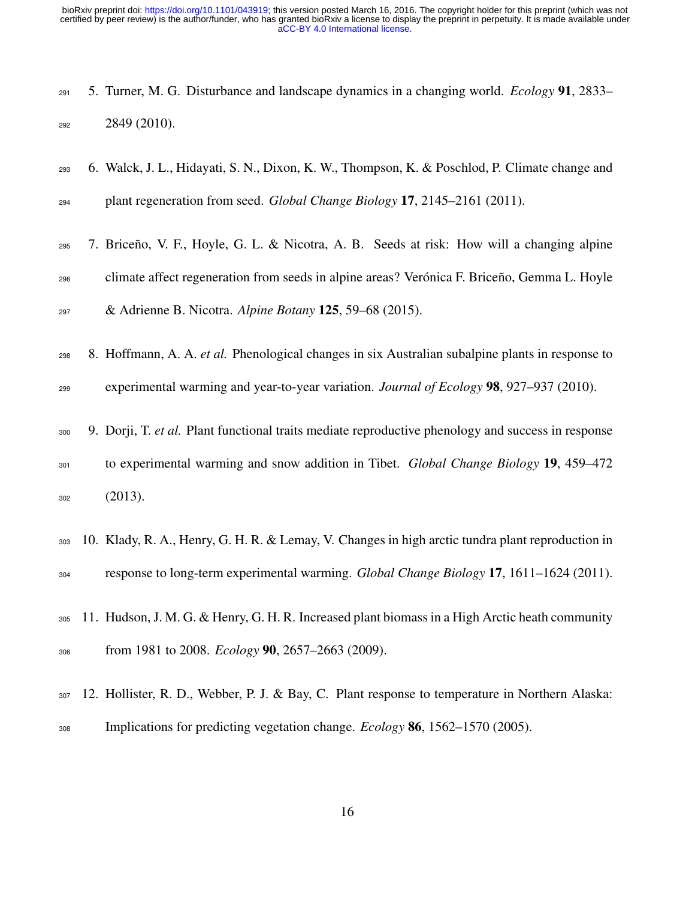5. Turner, M. G. Disturbance and landscape dynamics in a changing world. *Ecology* **91**, 2833–2849 (2010).

6. Walck, J. L., Hidayati, S. N., Dixon, K. W., Thompson, K. & Poschlod, P. Climate change and plant regeneration from seed. *Global Change Biology* **17**, 2145–2161 (2011).

7. Briceño, V. F., Hoyle, G. L. & Nicotra, A. B. Seeds at risk: How will a changing alpine climate affect regeneration from seeds in alpine areas? Verónica F. Briceño, Gemma L. Hoyle & Adrienne B. Nicotra. *Alpine Botany* **125**, 59–68 (2015).

8. Hoffmann, A. A. *et al.* Phenological changes in six Australian subalpine plants in response to experimental warming and year-to-year variation. *Journal of Ecology* **98**, 927–937 (2010).

9. Dorji, T. *et al.* Plant functional traits mediate reproductive phenology and success in response to experimental warming and snow addition in Tibet. *Global Change Biology* **19**, 459–472 (2013).

10. Klady, R. A., Henry, G. H. R. & Lemay, V. Changes in high arctic tundra plant reproduction in response to long-term experimental warming. *Global Change Biology* **17**, 1611–1624 (2011).

11. Hudson, J. M. G. & Henry, G. H. R. Increased plant biomass in a High Arctic heath community from 1981 to 2008. *Ecology* **90**, 2657–2663 (2009).

12. Hollister, R. D., Webber, P. J. & Bay, C. Plant response to temperature in Northern Alaska: Implications for predicting vegetation change. *Ecology* **86**, 1562–1570 (2005).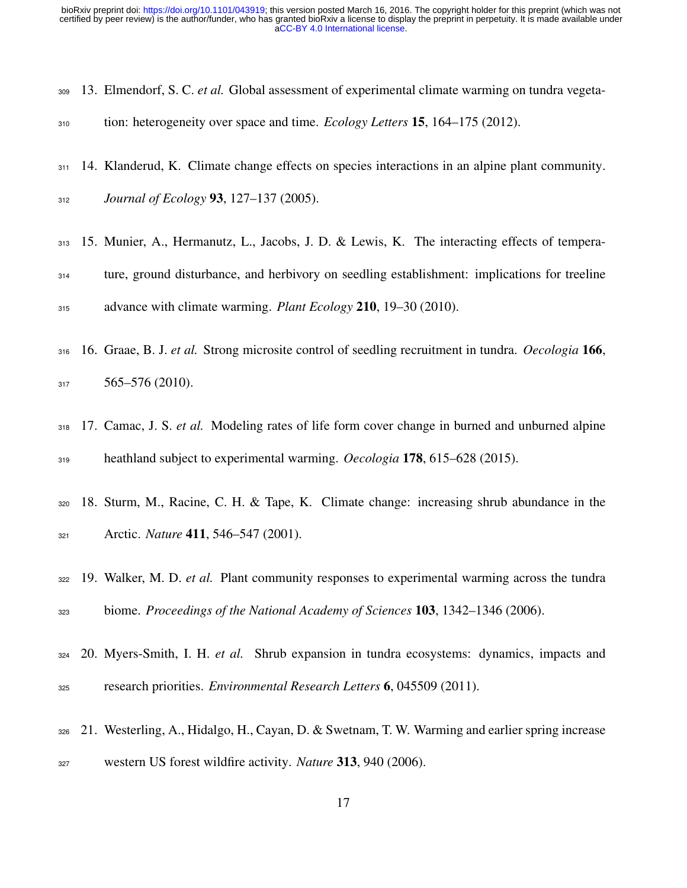13. Elmendorf, S. C. *et al.* Global assessment of experimental climate warming on tundra vegetation: heterogeneity over space and time. *Ecology Letters* **15**, 164–175 (2012).

14. Klanderud, K. Climate change effects on species interactions in an alpine plant community. *Journal of Ecology* **93**, 127–137 (2005).

15. Munier, A., Hermanutz, L., Jacobs, J. D. & Lewis, K. The interacting effects of temperature, ground disturbance, and herbivory on seedling establishment: implications for treeline advance with climate warming. *Plant Ecology* **210**, 19–30 (2010).

16. Graae, B. J. *et al.* Strong microsite control of seedling recruitment in tundra. *Oecologia* **166**, 565–576 (2010).

17. Camac, J. S. *et al.* Modeling rates of life form cover change in burned and unburned alpine heathland subject to experimental warming. *Oecologia* **178**, 615–628 (2015).

18. Sturm, M., Racine, C. H. & Tape, K. Climate change: increasing shrub abundance in the Arctic. *Nature* **411**, 546–547 (2001).

19. Walker, M. D. *et al.* Plant community responses to experimental warming across the tundra biome. *Proceedings of the National Academy of Sciences* **103**, 1342–1346 (2006).

20. Myers-Smith, I. H. *et al.* Shrub expansion in tundra ecosystems: dynamics, impacts and research priorities. *Environmental Research Letters* **6**, 045509 (2011).

21. Westerling, A., Hidalgo, H., Cayan, D. & Swetnam, T. W. Warming and earlier spring increase western US forest wildfire activity. *Nature* **313**, 940 (2006).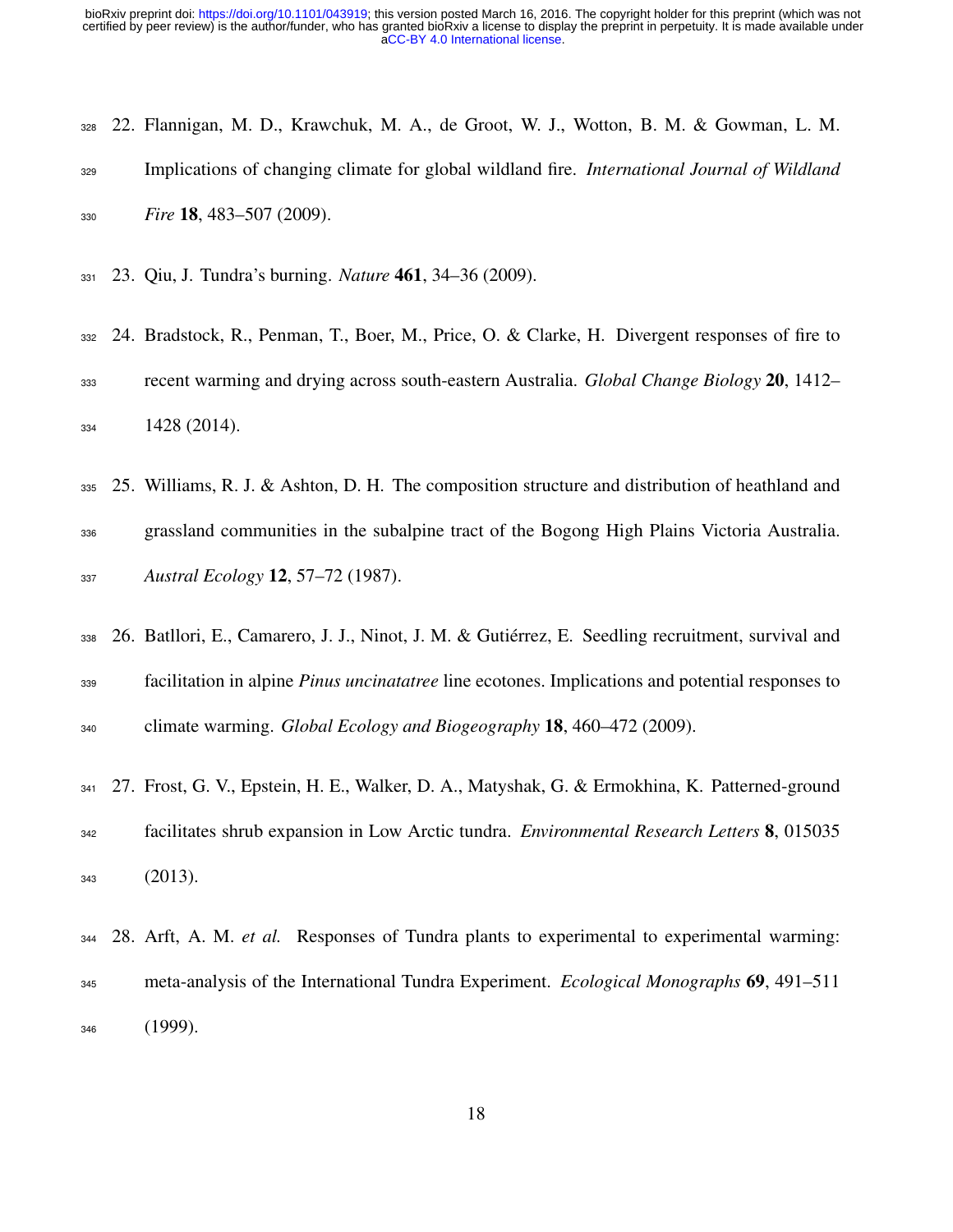22. Flannigan, M. D., Krawchuk, M. A., de Groot, W. J., Wotton, B. M. & Gowman, L. M. Implications of changing climate for global wildland fire. *International Journal of Wildland Fire* **18**, 483–507 (2009).

23. Qiu, J. Tundra's burning. *Nature* **461**, 34–36 (2009).

24. Bradstock, R., Penman, T., Boer, M., Price, O. & Clarke, H. Divergent responses of fire to recent warming and drying across south-eastern Australia. *Global Change Biology* **20**, 1412–1428 (2014).

25. Williams, R. J. & Ashton, D. H. The composition structure and distribution of heathland and grassland communities in the subalpine tract of the Bogong High Plains Victoria Australia. *Austral Ecology* **12**, 57–72 (1987).

26. Batllori, E., Camarero, J. J., Ninot, J. M. & Gutiérrez, E. Seedling recruitment, survival and facilitation in alpine *Pinus uncinatatree* line ecotones. Implications and potential responses to climate warming. *Global Ecology and Biogeography* **18**, 460–472 (2009).

27. Frost, G. V., Epstein, H. E., Walker, D. A., Matyshak, G. & Ermokhina, K. Patterned-ground facilitates shrub expansion in Low Arctic tundra. *Environmental Research Letters* **8**, 015035 (2013).

28. Arft, A. M. *et al.* Responses of Tundra plants to experimental to experimental warming: meta-analysis of the International Tundra Experiment. *Ecological Monographs* **69**, 491–511 (1999).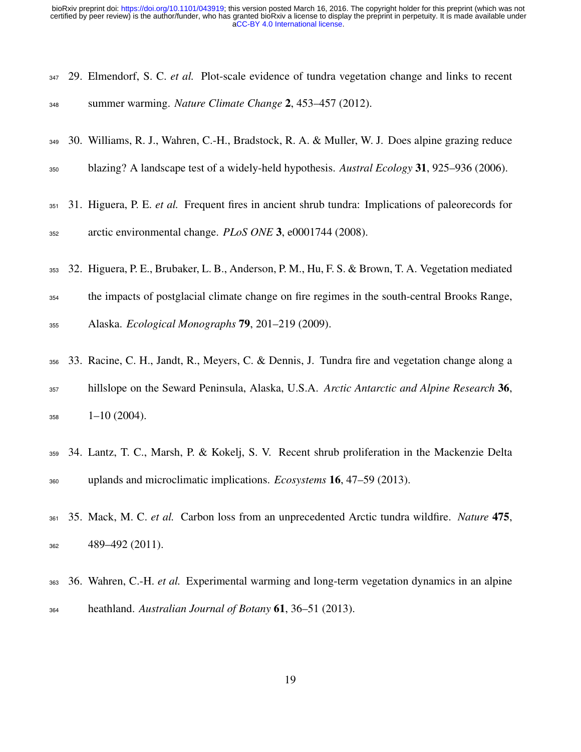29. Elmendorf, S. C. *et al.* Plot-scale evidence of tundra vegetation change and links to recent summer warming. *Nature Climate Change* **2**, 453–457 (2012).

30. Williams, R. J., Wahren, C.-H., Bradstock, R. A. & Muller, W. J. Does alpine grazing reduce blazing? A landscape test of a widely-held hypothesis. *Austral Ecology* **31**, 925–936 (2006).

31. Higuera, P. E. *et al.* Frequent fires in ancient shrub tundra: Implications of paleorecords for arctic environmental change. *PLoS ONE* **3**, e0001744 (2008).

32. Higuera, P. E., Brubaker, L. B., Anderson, P. M., Hu, F. S. & Brown, T. A. Vegetation mediated the impacts of postglacial climate change on fire regimes in the south-central Brooks Range, Alaska. *Ecological Monographs* **79**, 201–219 (2009).

33. Racine, C. H., Jandt, R., Meyers, C. & Dennis, J. Tundra fire and vegetation change along a hillslope on the Seward Peninsula, Alaska, U.S.A. *Arctic Antarctic and Alpine Research* **36**, 1–10 (2004).

34. Lantz, T. C., Marsh, P. & Kokelj, S. V. Recent shrub proliferation in the Mackenzie Delta uplands and microclimatic implications. *Ecosystems* **16**, 47–59 (2013).

35. Mack, M. C. *et al.* Carbon loss from an unprecedented Arctic tundra wildfire. *Nature* **475**, 489–492 (2011).

36. Wahren, C.-H. *et al.* Experimental warming and long-term vegetation dynamics in an alpine heathland. *Australian Journal of Botany* **61**, 36–51 (2013).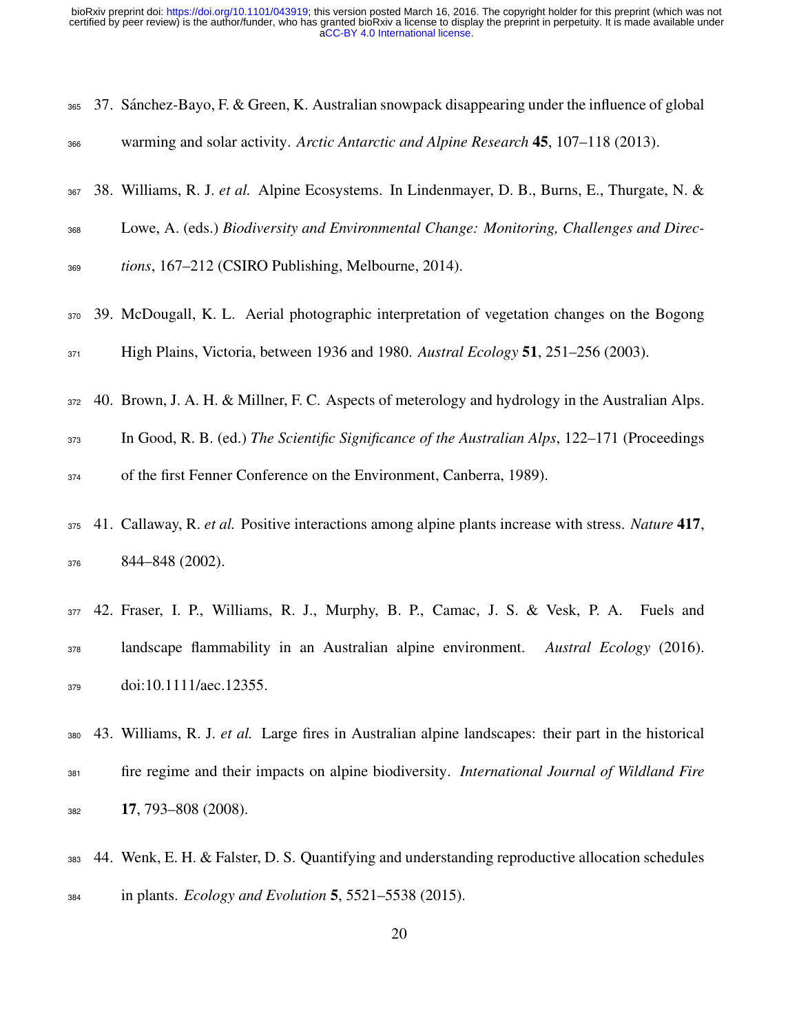37. Sánchez-Bayo, F. & Green, K. Australian snowpack disappearing under the influence of global warming and solar activity. *Arctic Antarctic and Alpine Research* **45**, 107–118 (2013).

38. Williams, R. J. *et al.* Alpine Ecosystems. In Lindenmayer, D. B., Burns, E., Thurgate, N. & Lowe, A. (eds.) *Biodiversity and Environmental Change: Monitoring, Challenges and Directions*, 167–212 (CSIRO Publishing, Melbourne, 2014).

39. McDougall, K. L. Aerial photographic interpretation of vegetation changes on the Bogong High Plains, Victoria, between 1936 and 1980. *Austral Ecology* **51**, 251–256 (2003).

40. Brown, J. A. H. & Millner, F. C. Aspects of meterology and hydrology in the Australian Alps. In Good, R. B. (ed.) *The Scientific Significance of the Australian Alps*, 122–171 (Proceedings of the first Fenner Conference on the Environment, Canberra, 1989).

41. Callaway, R. *et al.* Positive interactions among alpine plants increase with stress. *Nature* **417**, 844–848 (2002).

42. Fraser, I. P., Williams, R. J., Murphy, B. P., Camac, J. S. & Vesk, P. A. Fuels and landscape flammability in an Australian alpine environment. *Austral Ecology* (2016). doi:10.1111/aec.12355.

43. Williams, R. J. *et al.* Large fires in Australian alpine landscapes: their part in the historical fire regime and their impacts on alpine biodiversity. *International Journal of Wildland Fire* **17**, 793–808 (2008).

44. Wenk, E. H. & Falster, D. S. Quantifying and understanding reproductive allocation schedules in plants. *Ecology and Evolution* **5**, 5521–5538 (2015).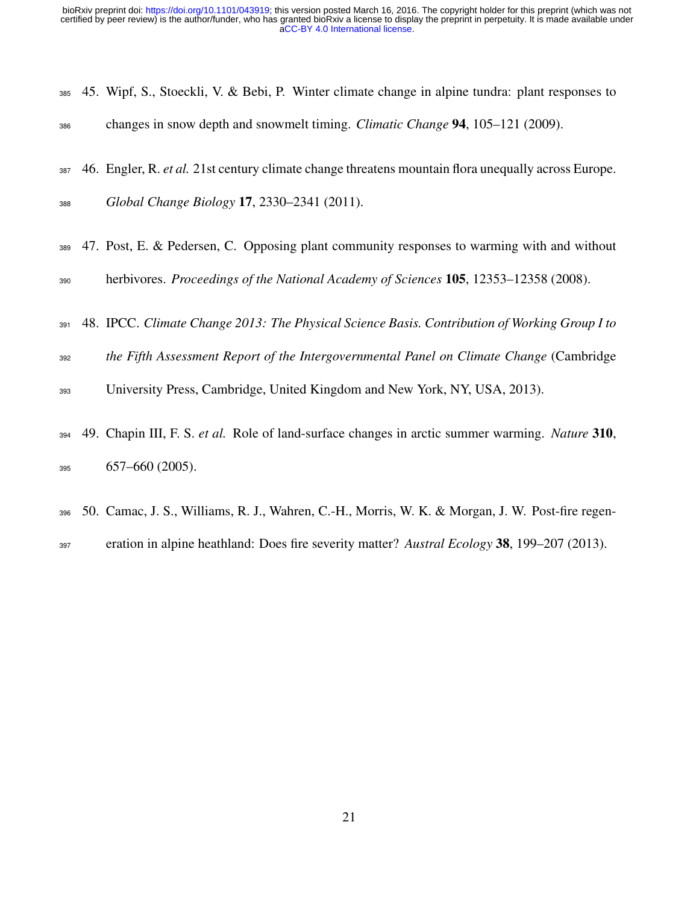45. Wipf, S., Stoeckli, V. & Bebi, P. Winter climate change in alpine tundra: plant responses to changes in snow depth and snowmelt timing. *Climatic Change* **94**, 105–121 (2009).

46. Engler, R. *et al.* 21st century climate change threatens mountain flora unequally across Europe. *Global Change Biology* **17**, 2330–2341 (2011).

47. Post, E. & Pedersen, C. Opposing plant community responses to warming with and without herbivores. *Proceedings of the National Academy of Sciences* **105**, 12353–12358 (2008).

48. IPCC. *Climate Change 2013: The Physical Science Basis. Contribution of Working Group I to the Fifth Assessment Report of the Intergovernmental Panel on Climate Change* (Cambridge University Press, Cambridge, United Kingdom and New York, NY, USA, 2013).

49. Chapin III, F. S. *et al.* Role of land-surface changes in arctic summer warming. *Nature* **310**, 657–660 (2005).

50. Camac, J. S., Williams, R. J., Wahren, C.-H., Morris, W. K. & Morgan, J. W. Post-fire regeneration in alpine heathland: Does fire severity matter? *Austral Ecology* **38**, 199–207 (2013).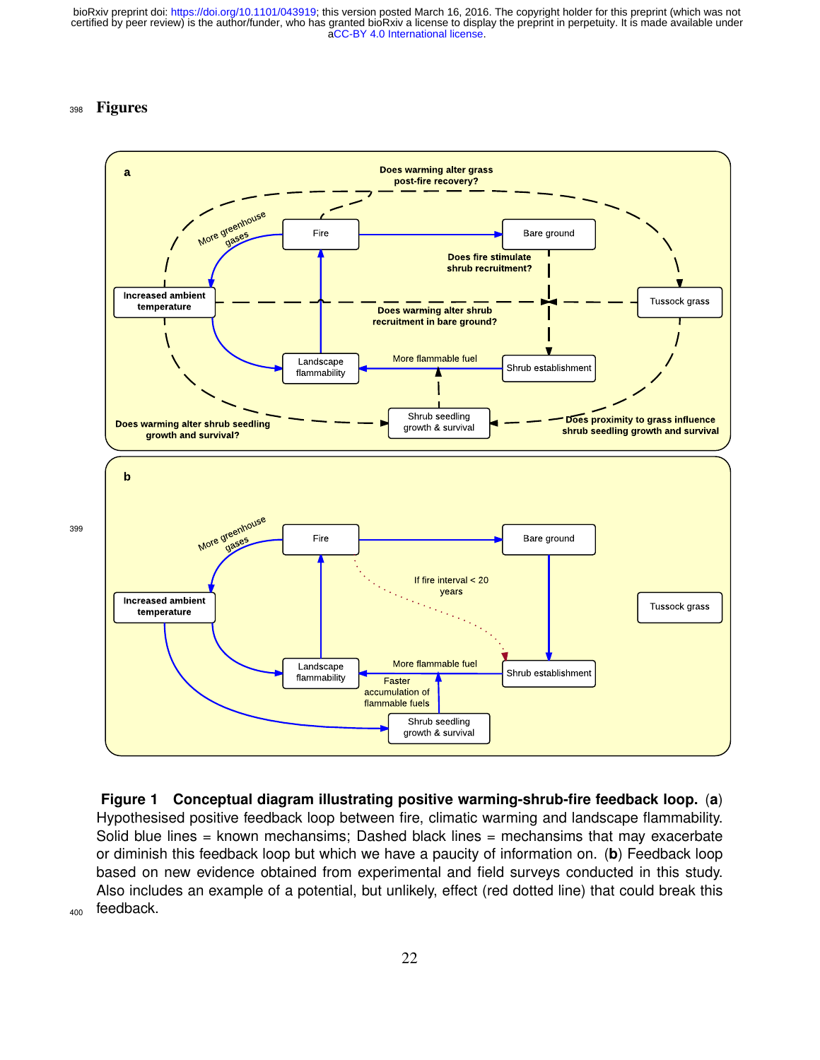# Figures

**Figure 1 Conceptual diagram illustrating positive warming-shrub-fire feedback loop.** (**a**) Hypothesised positive feedback loop between fire, climatic warming and landscape flammability. Solid blue lines = known mechansims; Dashed black lines = mechansims that may exacerbate or diminish this feedback loop but which we have a paucity of information on. (**b**) Feedback loop based on new evidence obtained from experimental and field surveys conducted in this study. Also includes an example of a potential, but unlikely, effect (red dotted line) that could break this feedback.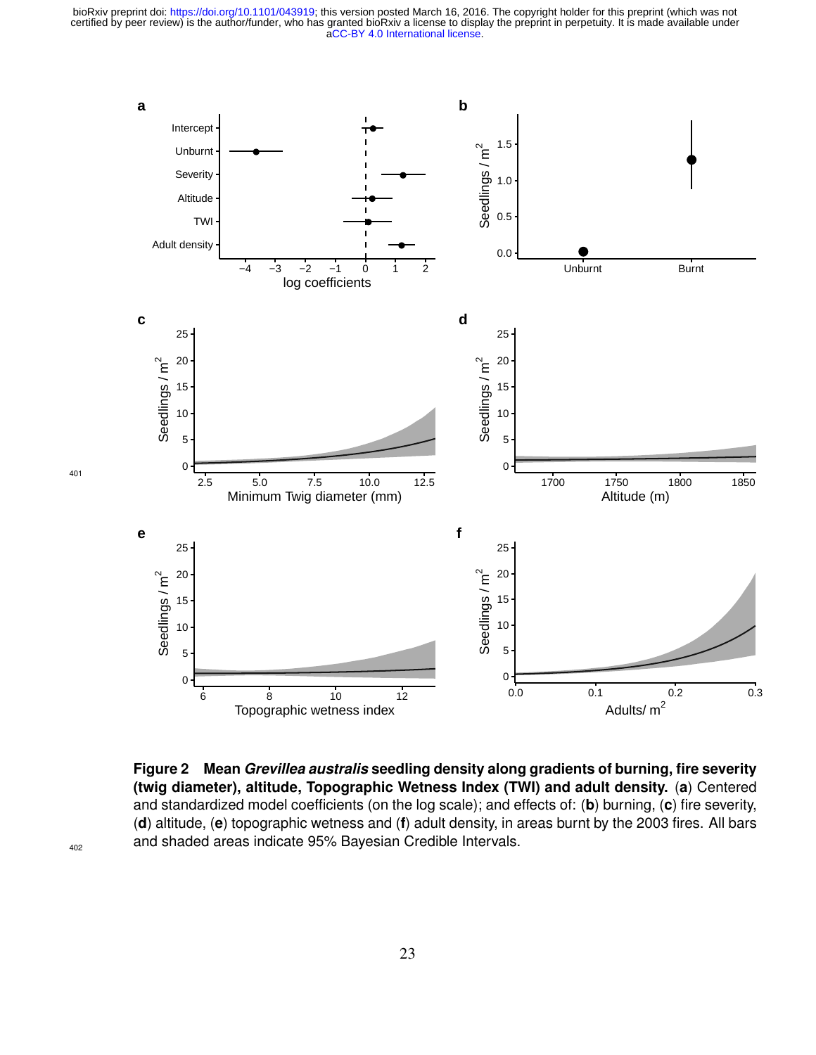**Figure 2 Mean *Grevillea australis* seedling density along gradients of burning, fire severity (twig diameter), altitude, Topographic Wetness Index (TWI) and adult density.** (**a**) Centered and standardized model coefficients (on the log scale); and effects of: (**b**) burning, (**c**) fire severity, (**d**) altitude, (**e**) topographic wetness and (**f**) adult density, in areas burnt by the 2003 fires. All bars and shaded areas indicate 95% Bayesian Credible Intervals.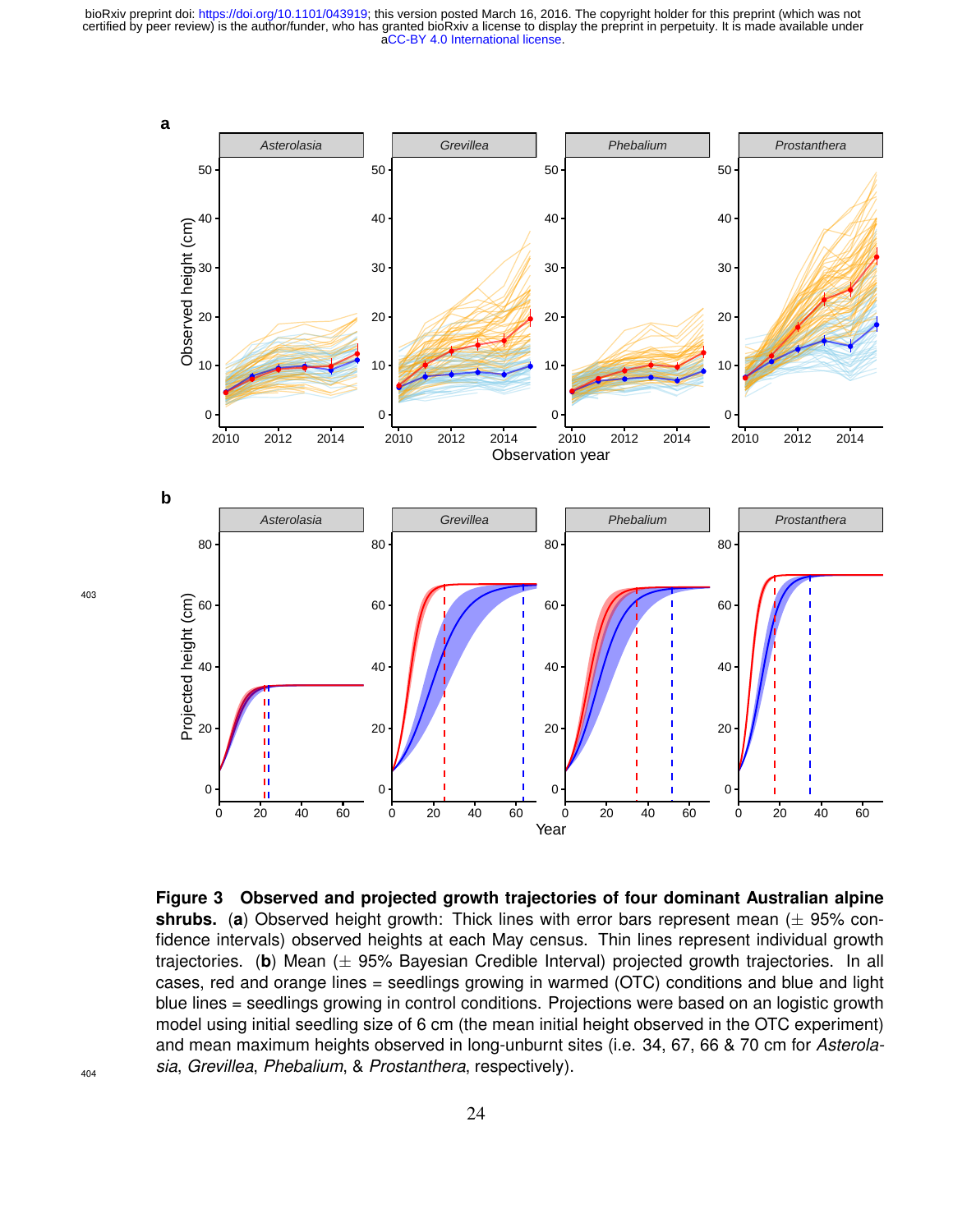**Figure 3 Observed and projected growth trajectories of four dominant Australian alpine shrubs.** (**a**) Observed height growth: Thick lines with error bars represent mean ($\pm$ 95% confidence intervals) observed heights at each May census. Thin lines represent individual growth trajectories. (**b**) Mean ($\pm$ 95% Bayesian Credible Interval) projected growth trajectories. In all cases, red and orange lines = seedlings growing in warmed (OTC) conditions and blue and light blue lines = seedlings growing in control conditions. Projections were based on an logistic growth model using initial seedling size of 6 cm (the mean initial height observed in the OTC experiment) and mean maximum heights observed in long-unburnt sites (i.e. 34, 67, 66 & 70 cm for *Asterolasia*, *Grevillea*, *Phebalium*, & *Prostanthera*, respectively).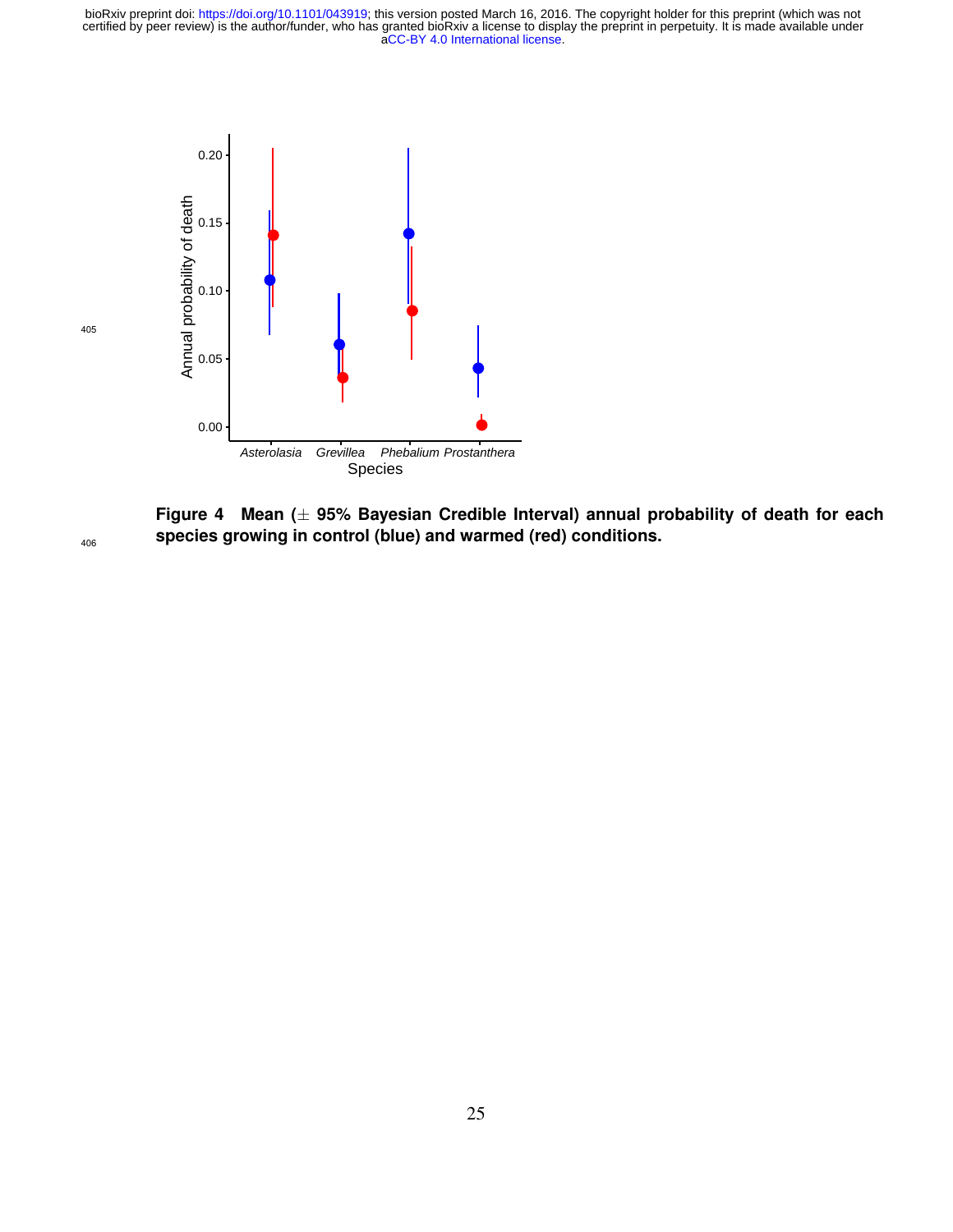**Figure 4 Mean (± 95% Bayesian Credible Interval) annual probability of death for each species growing in control (blue) and warmed (red) conditions.**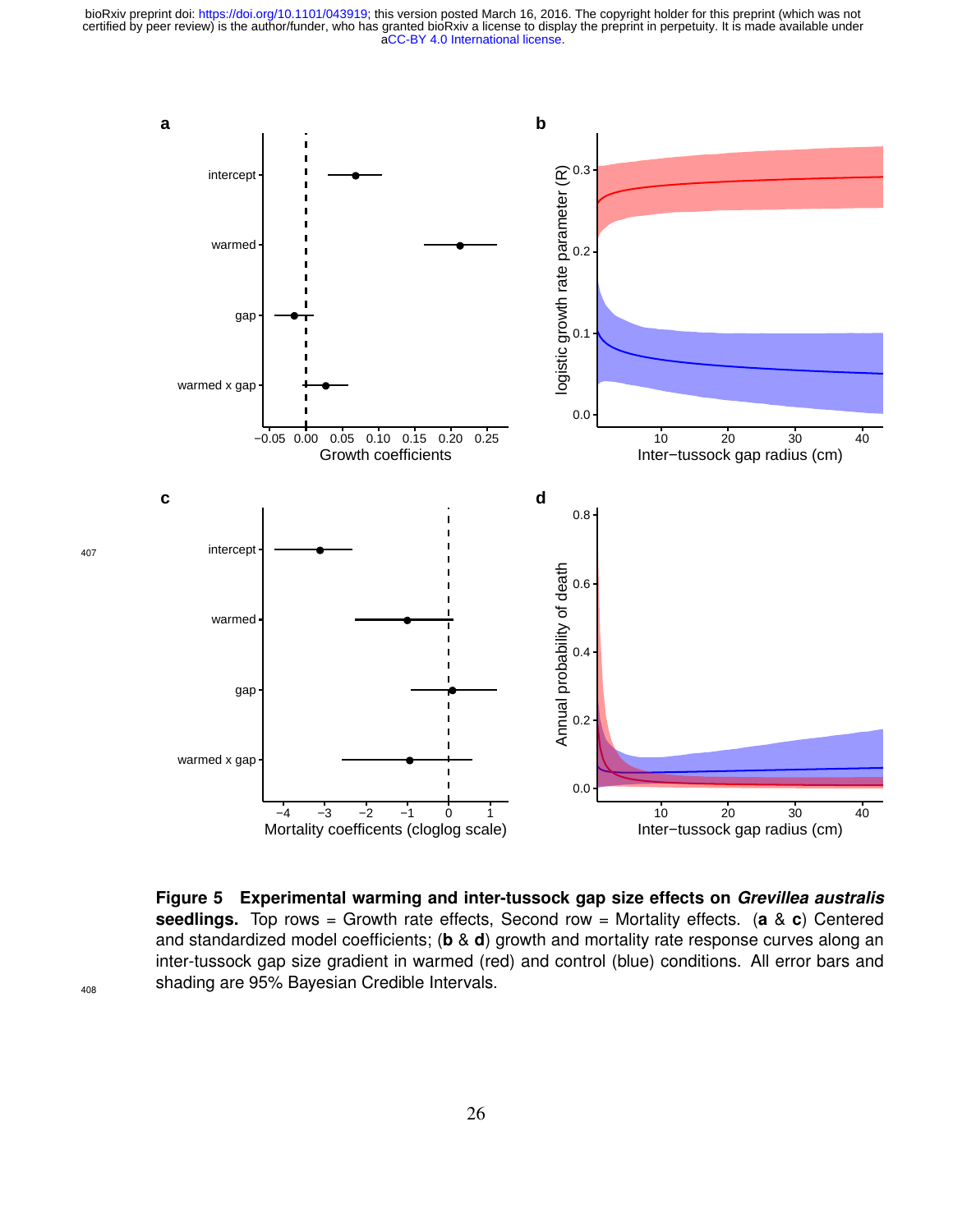**Figure 5 Experimental warming and inter-tussock gap size effects on *Grevillea australis* seedlings.** Top rows = Growth rate effects, Second row = Mortality effects. (**a** & **c**) Centered and standardized model coefficients; (**b** & **d**) growth and mortality rate response curves along an inter-tussock gap size gradient in warmed (red) and control (blue) conditions. All error bars and shading are 95% Bayesian Credible Intervals.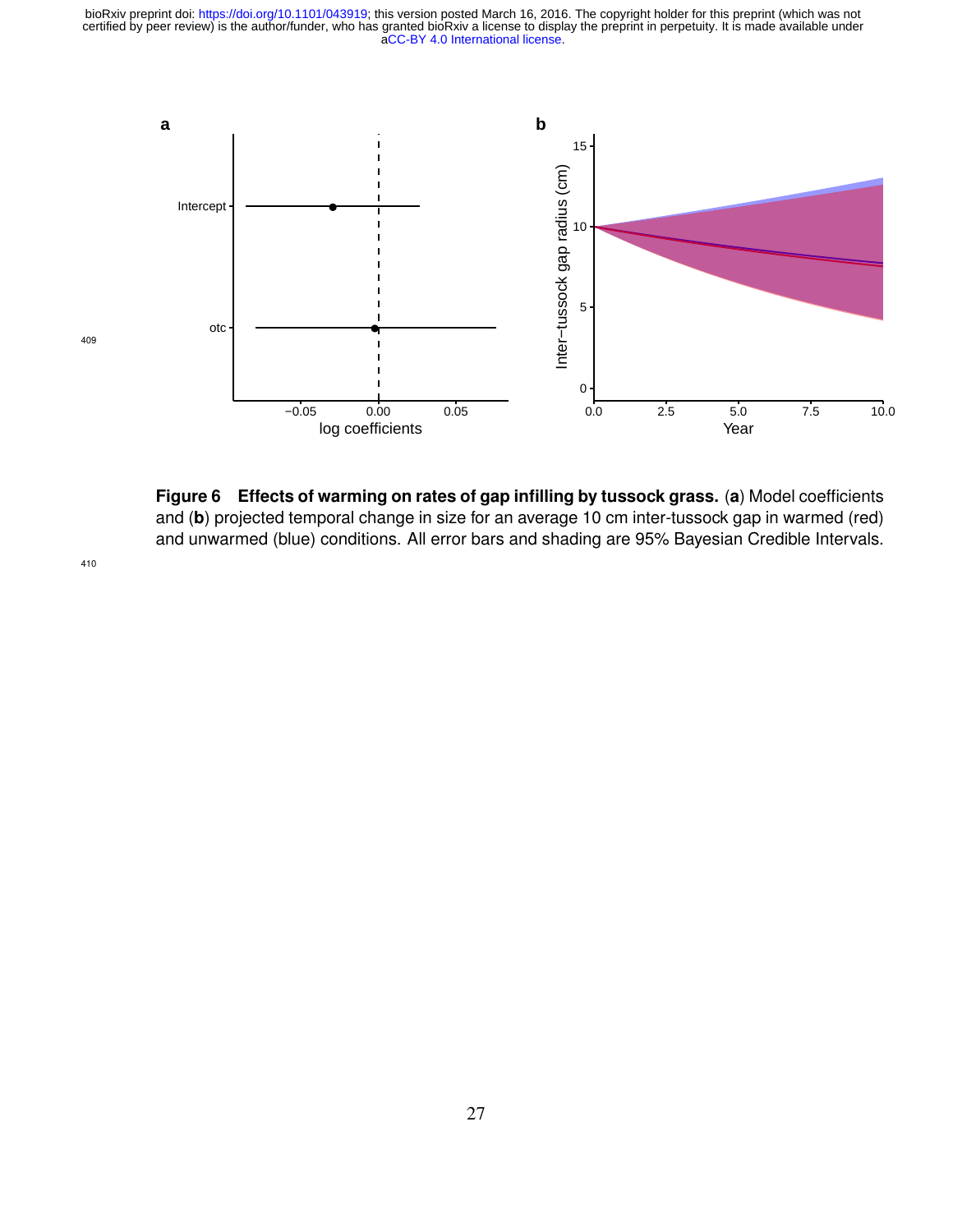a

Intercept

otc

−0.05
0.00
0.05

log coefficients

b

Inter−tussock gap radius (cm)

15
10
5
0

0.0
2.5
5.0
7.5
10.0

Year

**Figure 6 Effects of warming on rates of gap infilling by tussock grass.** (**a**) Model coefficients and (**b**) projected temporal change in size for an average 10 cm inter-tussock gap in warmed (red) and unwarmed (blue) conditions. All error bars and shading are 95% Bayesian Credible Intervals.